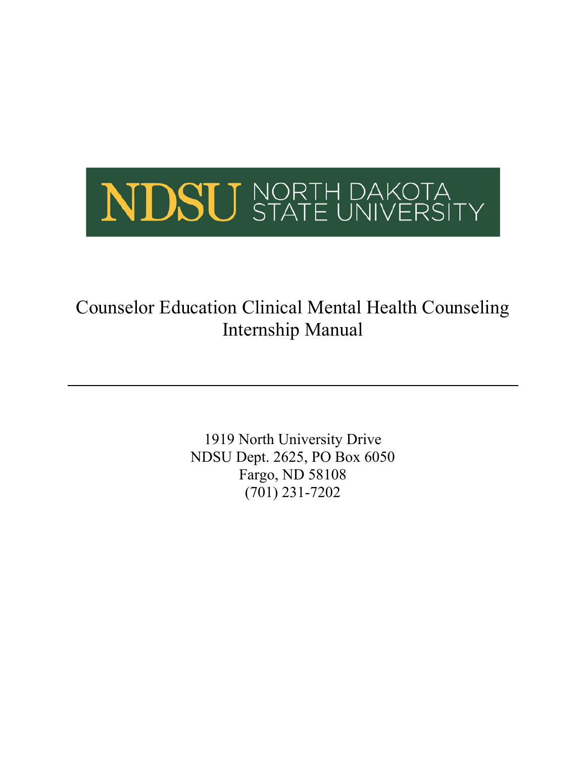NDSU NORTH DAKOTA STATE UNIVERSITY

# Counselor Education Clinical Mental Health Counseling Internship Manual

---

1919 North University Drive
NDSU Dept. 2625, PO Box 6050
Fargo, ND 58108
(701) 231-7202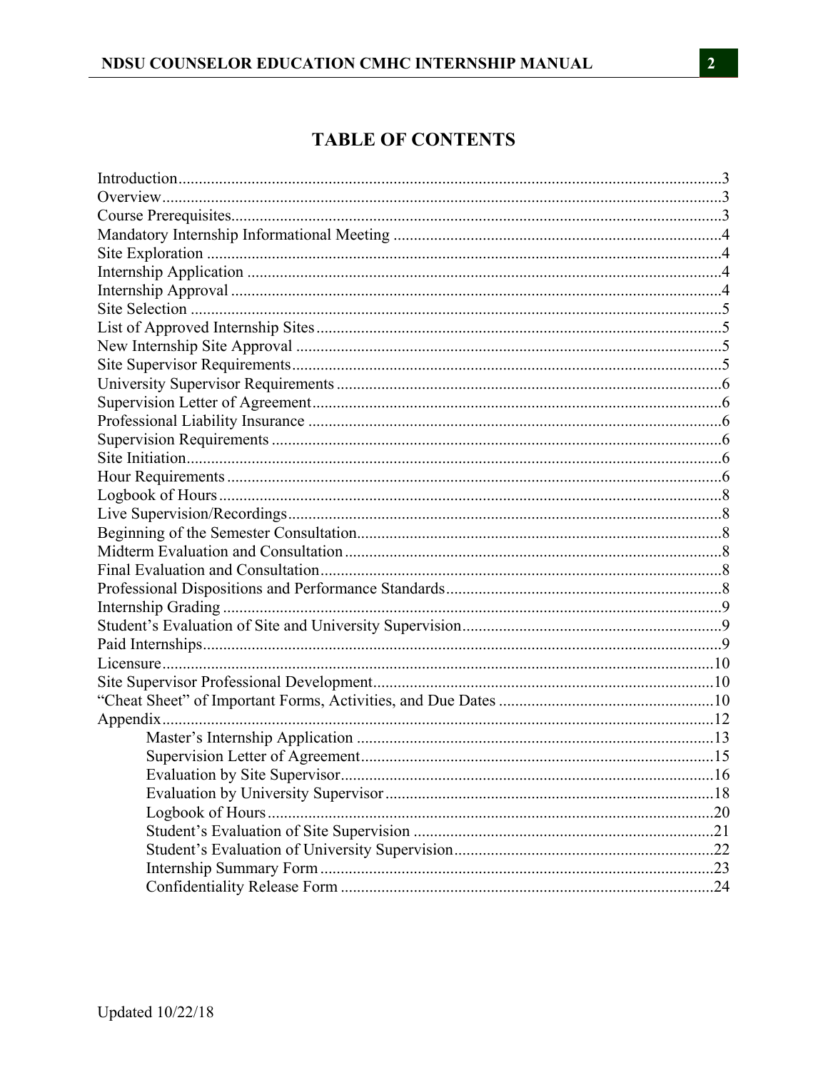# TABLE OF CONTENTS

Introduction....................................................................................................................3
Overview.........................................................................................................................3
Course Prerequisites........................................................................................................3
Mandatory Internship Informational Meeting ................................................................4
Site Exploration ..............................................................................................................4
Internship Application ....................................................................................................4
Internship Approval ........................................................................................................4
Site Selection ..................................................................................................................5
List of Approved Internship Sites ...................................................................................5
New Internship Site Approval .........................................................................................5
Site Supervisor Requirements..........................................................................................5
University Supervisor Requirements ...............................................................................6
Supervision Letter of Agreement.....................................................................................6
Professional Liability Insurance ......................................................................................6
Supervision Requirements ...............................................................................................6
Site Initiation....................................................................................................................6
Hour Requirements ..........................................................................................................6
Logbook of Hours ............................................................................................................8
Live Supervision/Recordings............................................................................................8
Beginning of the Semester Consultation...........................................................................8
Midterm Evaluation and Consultation .............................................................................8
Final Evaluation and Consultation...................................................................................8
Professional Dispositions and Performance Standards....................................................8
Internship Grading ...........................................................................................................9
Student's Evaluation of Site and University Supervision.................................................9
Paid Internships................................................................................................................9
Licensure........................................................................................................................10
Site Supervisor Professional Development....................................................................10
"Cheat Sheet" of Important Forms, Activities, and Due Dates .....................................10
Appendix........................................................................................................................12
- Master's Internship Application .................................................................13
- Supervision Letter of Agreement...............................................................15
- Evaluation by Site Supervisor....................................................................16
- Evaluation by University Supervisor .........................................................18
- Logbook of Hours .......................................................................................20
- Student's Evaluation of Site Supervision ...................................................21
- Student's Evaluation of University Supervision.........................................22
- Internship Summary Form .........................................................................23
- Confidentiality Release Form ....................................................................24

Updated 10/22/18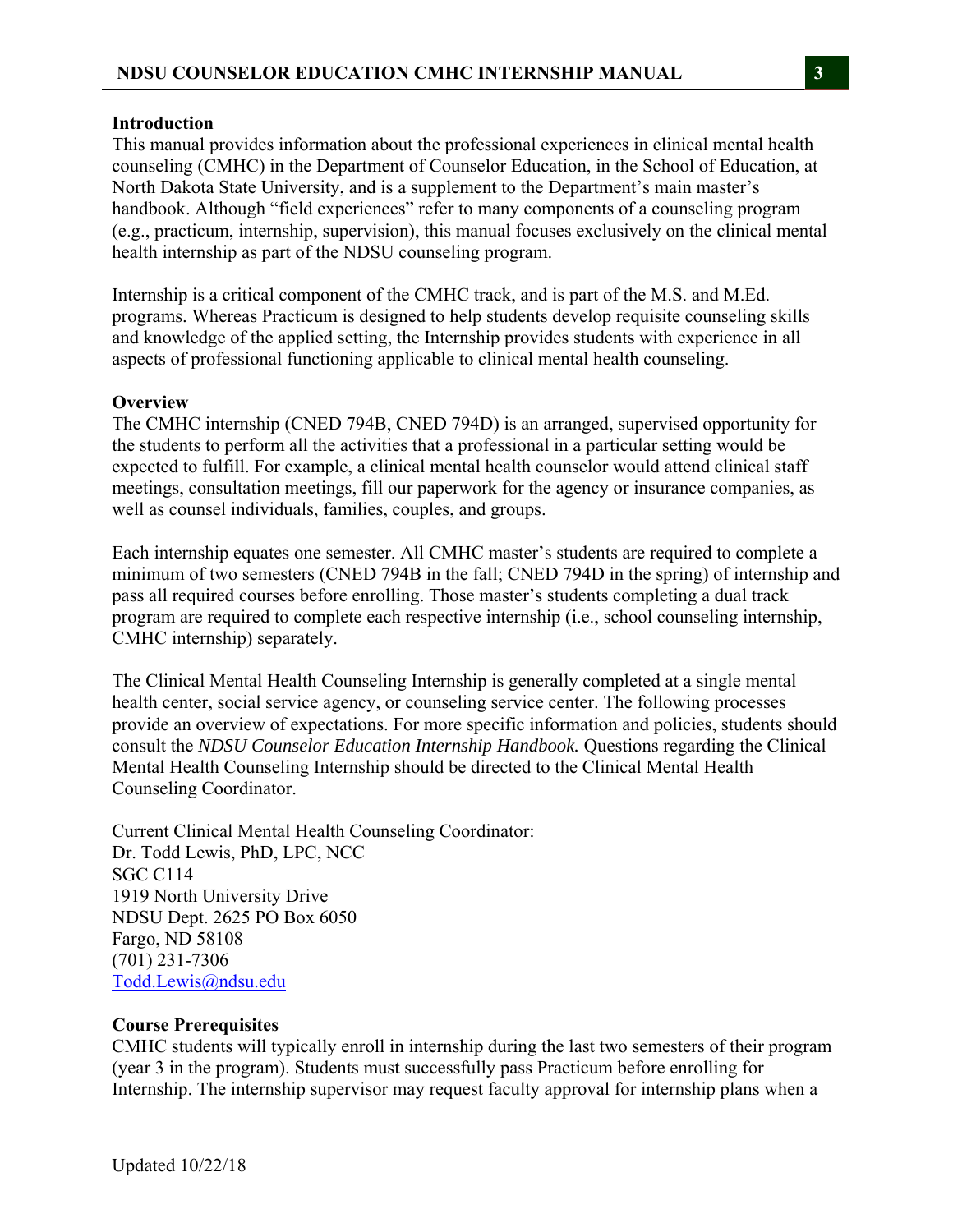**Introduction**

This manual provides information about the professional experiences in clinical mental health counseling (CMHC) in the Department of Counselor Education, in the School of Education, at North Dakota State University, and is a supplement to the Department's main master's handbook. Although "field experiences" refer to many components of a counseling program (e.g., practicum, internship, supervision), this manual focuses exclusively on the clinical mental health internship as part of the NDSU counseling program.

Internship is a critical component of the CMHC track, and is part of the M.S. and M.Ed. programs. Whereas Practicum is designed to help students develop requisite counseling skills and knowledge of the applied setting, the Internship provides students with experience in all aspects of professional functioning applicable to clinical mental health counseling.

**Overview**

The CMHC internship (CNED 794B, CNED 794D) is an arranged, supervised opportunity for the students to perform all the activities that a professional in a particular setting would be expected to fulfill. For example, a clinical mental health counselor would attend clinical staff meetings, consultation meetings, fill our paperwork for the agency or insurance companies, as well as counsel individuals, families, couples, and groups.

Each internship equates one semester. All CMHC master's students are required to complete a minimum of two semesters (CNED 794B in the fall; CNED 794D in the spring) of internship and pass all required courses before enrolling. Those master's students completing a dual track program are required to complete each respective internship (i.e., school counseling internship, CMHC internship) separately.

The Clinical Mental Health Counseling Internship is generally completed at a single mental health center, social service agency, or counseling service center. The following processes provide an overview of expectations. For more specific information and policies, students should consult the *NDSU Counselor Education Internship Handbook.* Questions regarding the Clinical Mental Health Counseling Internship should be directed to the Clinical Mental Health Counseling Coordinator.

Current Clinical Mental Health Counseling Coordinator:
Dr. Todd Lewis, PhD, LPC, NCC
SGC C114
1919 North University Drive
NDSU Dept. 2625 PO Box 6050
Fargo, ND 58108
(701) 231-7306
Todd.Lewis@ndsu.edu

**Course Prerequisites**

CMHC students will typically enroll in internship during the last two semesters of their program (year 3 in the program). Students must successfully pass Practicum before enrolling for Internship. The internship supervisor may request faculty approval for internship plans when a

Updated 10/22/18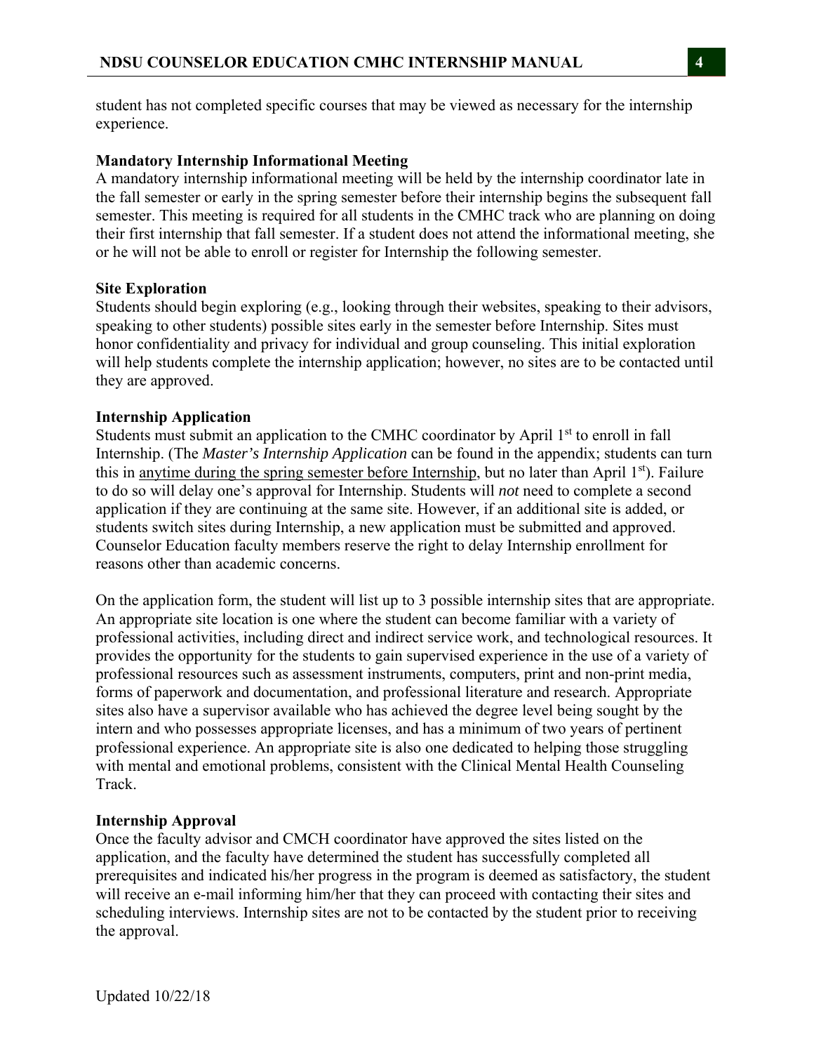student has not completed specific courses that may be viewed as necessary for the internship experience.

**Mandatory Internship Informational Meeting**

A mandatory internship informational meeting will be held by the internship coordinator late in the fall semester or early in the spring semester before their internship begins the subsequent fall semester. This meeting is required for all students in the CMHC track who are planning on doing their first internship that fall semester. If a student does not attend the informational meeting, she or he will not be able to enroll or register for Internship the following semester.

**Site Exploration**

Students should begin exploring (e.g., looking through their websites, speaking to their advisors, speaking to other students) possible sites early in the semester before Internship. Sites must honor confidentiality and privacy for individual and group counseling. This initial exploration will help students complete the internship application; however, no sites are to be contacted until they are approved.

**Internship Application**

Students must submit an application to the CMHC coordinator by April 1st to enroll in fall Internship. (The *Master's Internship Application* can be found in the appendix; students can turn this in anytime during the spring semester before Internship, but no later than April 1st). Failure to do so will delay one's approval for Internship. Students will *not* need to complete a second application if they are continuing at the same site. However, if an additional site is added, or students switch sites during Internship, a new application must be submitted and approved. Counselor Education faculty members reserve the right to delay Internship enrollment for reasons other than academic concerns.

On the application form, the student will list up to 3 possible internship sites that are appropriate. An appropriate site location is one where the student can become familiar with a variety of professional activities, including direct and indirect service work, and technological resources. It provides the opportunity for the students to gain supervised experience in the use of a variety of professional resources such as assessment instruments, computers, print and non-print media, forms of paperwork and documentation, and professional literature and research. Appropriate sites also have a supervisor available who has achieved the degree level being sought by the intern and who possesses appropriate licenses, and has a minimum of two years of pertinent professional experience. An appropriate site is also one dedicated to helping those struggling with mental and emotional problems, consistent with the Clinical Mental Health Counseling Track.

**Internship Approval**

Once the faculty advisor and CMCH coordinator have approved the sites listed on the application, and the faculty have determined the student has successfully completed all prerequisites and indicated his/her progress in the program is deemed as satisfactory, the student will receive an e-mail informing him/her that they can proceed with contacting their sites and scheduling interviews. Internship sites are not to be contacted by the student prior to receiving the approval.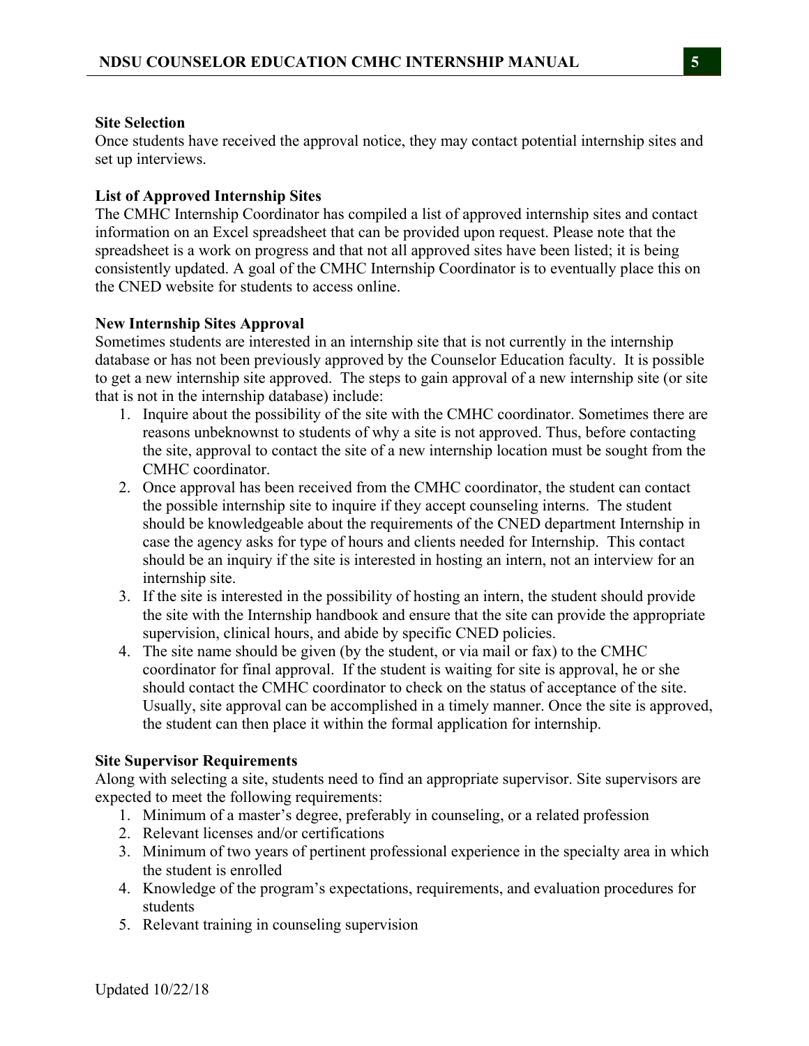**Site Selection**

Once students have received the approval notice, they may contact potential internship sites and set up interviews.

**List of Approved Internship Sites**

The CMHC Internship Coordinator has compiled a list of approved internship sites and contact information on an Excel spreadsheet that can be provided upon request. Please note that the spreadsheet is a work on progress and that not all approved sites have been listed; it is being consistently updated. A goal of the CMHC Internship Coordinator is to eventually place this on the CNED website for students to access online.

**New Internship Sites Approval**

Sometimes students are interested in an internship site that is not currently in the internship database or has not been previously approved by the Counselor Education faculty. It is possible to get a new internship site approved. The steps to gain approval of a new internship site (or site that is not in the internship database) include:

1. Inquire about the possibility of the site with the CMHC coordinator. Sometimes there are reasons unbeknownst to students of why a site is not approved. Thus, before contacting the site, approval to contact the site of a new internship location must be sought from the CMHC coordinator.
2. Once approval has been received from the CMHC coordinator, the student can contact the possible internship site to inquire if they accept counseling interns. The student should be knowledgeable about the requirements of the CNED department Internship in case the agency asks for type of hours and clients needed for Internship. This contact should be an inquiry if the site is interested in hosting an intern, not an interview for an internship site.
3. If the site is interested in the possibility of hosting an intern, the student should provide the site with the Internship handbook and ensure that the site can provide the appropriate supervision, clinical hours, and abide by specific CNED policies.
4. The site name should be given (by the student, or via mail or fax) to the CMHC coordinator for final approval. If the student is waiting for site is approval, he or she should contact the CMHC coordinator to check on the status of acceptance of the site. Usually, site approval can be accomplished in a timely manner. Once the site is approved, the student can then place it within the formal application for internship.

**Site Supervisor Requirements**

Along with selecting a site, students need to find an appropriate supervisor. Site supervisors are expected to meet the following requirements:

1. Minimum of a master's degree, preferably in counseling, or a related profession
2. Relevant licenses and/or certifications
3. Minimum of two years of pertinent professional experience in the specialty area in which the student is enrolled
4. Knowledge of the program's expectations, requirements, and evaluation procedures for students
5. Relevant training in counseling supervision

Updated 10/22/18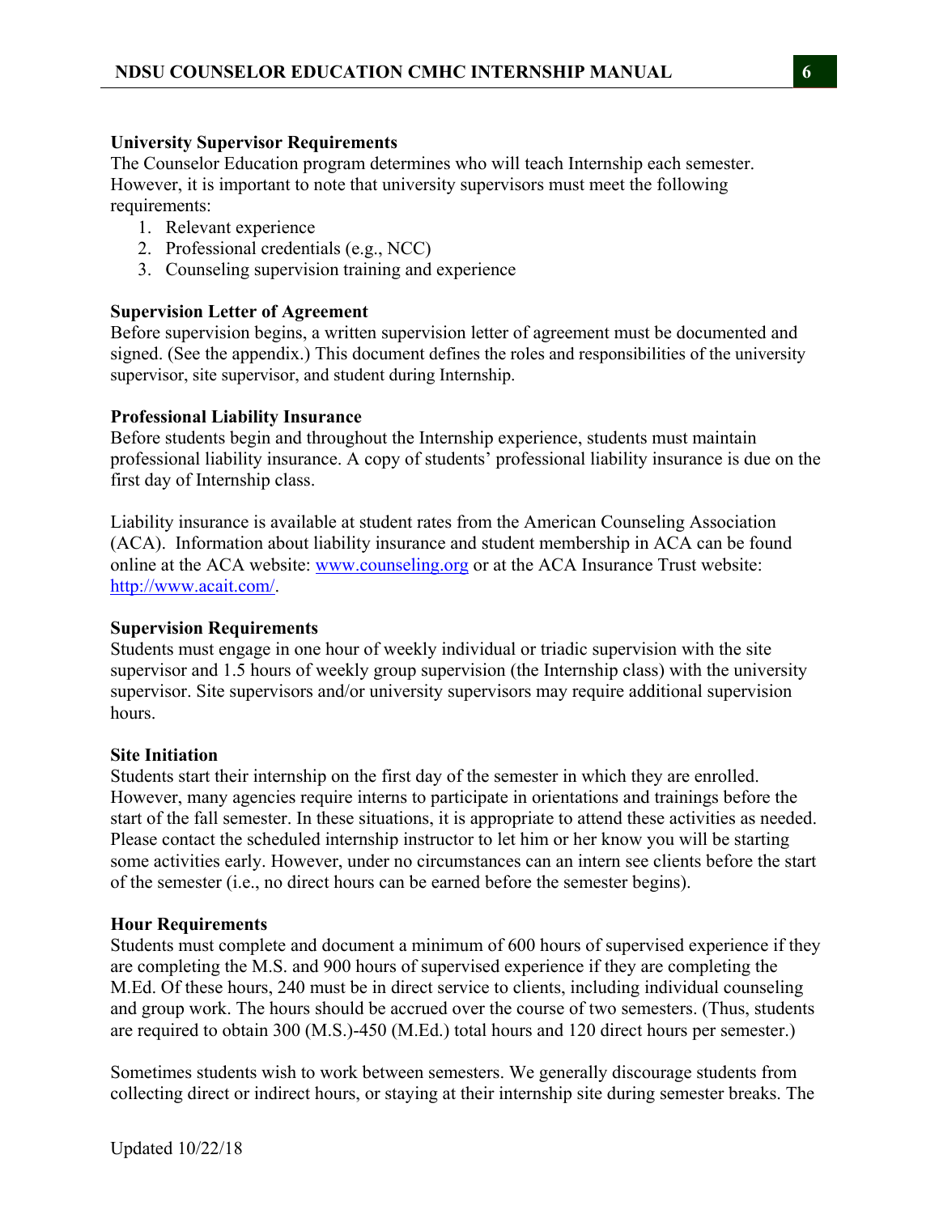### University Supervisor Requirements

The Counselor Education program determines who will teach Internship each semester. However, it is important to note that university supervisors must meet the following requirements:

1. Relevant experience
2. Professional credentials (e.g., NCC)
3. Counseling supervision training and experience

### Supervision Letter of Agreement

Before supervision begins, a written supervision letter of agreement must be documented and signed. (See the appendix.) This document defines the roles and responsibilities of the university supervisor, site supervisor, and student during Internship.

### Professional Liability Insurance

Before students begin and throughout the Internship experience, students must maintain professional liability insurance. A copy of students' professional liability insurance is due on the first day of Internship class.

Liability insurance is available at student rates from the American Counseling Association (ACA). Information about liability insurance and student membership in ACA can be found online at the ACA website: [www.counseling.org](http://www.counseling.org) or at the ACA Insurance Trust website: [http://www.acait.com/](http://www.acait.com/).

### Supervision Requirements

Students must engage in one hour of weekly individual or triadic supervision with the site supervisor and 1.5 hours of weekly group supervision (the Internship class) with the university supervisor. Site supervisors and/or university supervisors may require additional supervision hours.

### Site Initiation

Students start their internship on the first day of the semester in which they are enrolled. However, many agencies require interns to participate in orientations and trainings before the start of the fall semester. In these situations, it is appropriate to attend these activities as needed. Please contact the scheduled internship instructor to let him or her know you will be starting some activities early. However, under no circumstances can an intern see clients before the start of the semester (i.e., no direct hours can be earned before the semester begins).

### Hour Requirements

Students must complete and document a minimum of 600 hours of supervised experience if they are completing the M.S. and 900 hours of supervised experience if they are completing the M.Ed. Of these hours, 240 must be in direct service to clients, including individual counseling and group work. The hours should be accrued over the course of two semesters. (Thus, students are required to obtain 300 (M.S.)-450 (M.Ed.) total hours and 120 direct hours per semester.)

Sometimes students wish to work between semesters. We generally discourage students from collecting direct or indirect hours, or staying at their internship site during semester breaks. The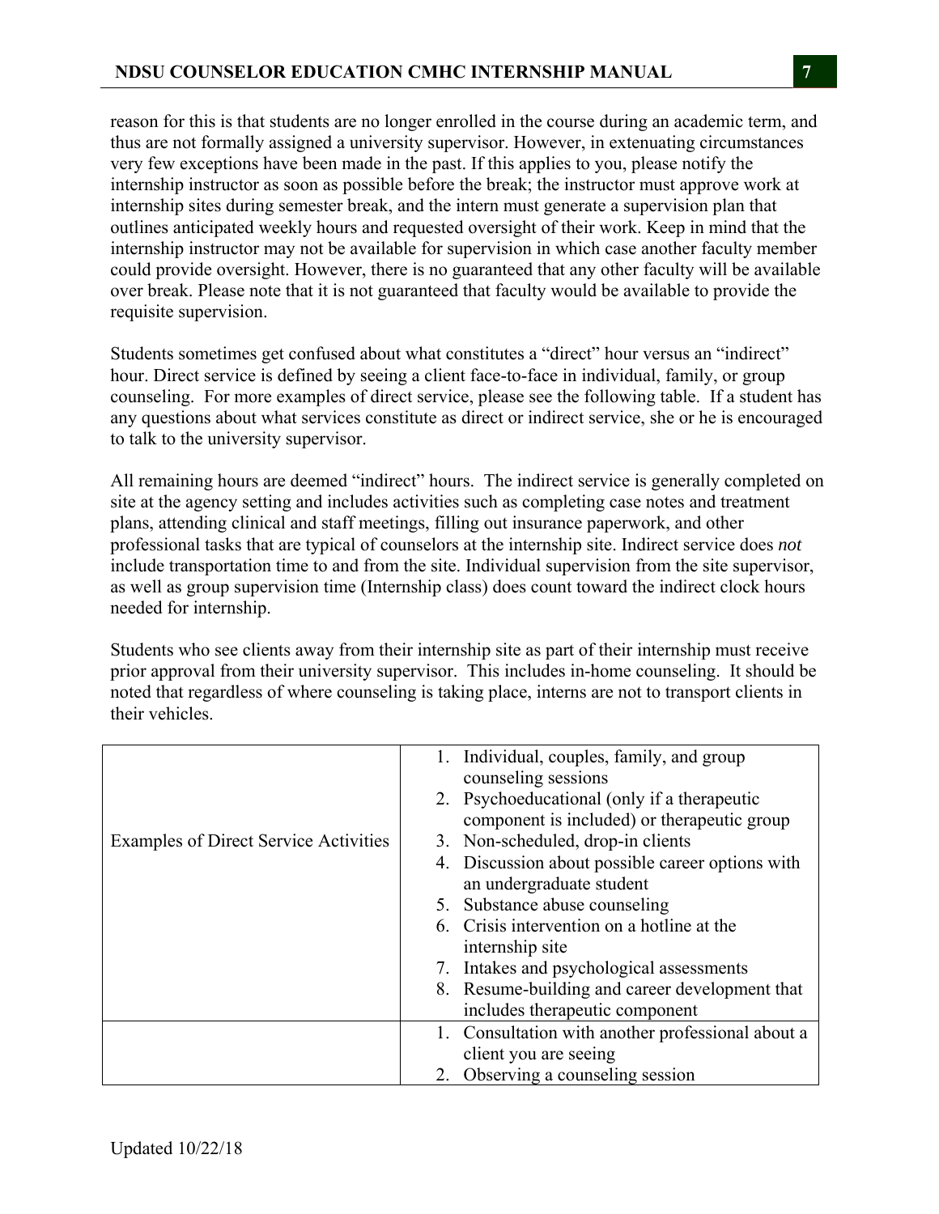reason for this is that students are no longer enrolled in the course during an academic term, and thus are not formally assigned a university supervisor. However, in extenuating circumstances very few exceptions have been made in the past. If this applies to you, please notify the internship instructor as soon as possible before the break; the instructor must approve work at internship sites during semester break, and the intern must generate a supervision plan that outlines anticipated weekly hours and requested oversight of their work. Keep in mind that the internship instructor may not be available for supervision in which case another faculty member could provide oversight. However, there is no guaranteed that any other faculty will be available over break. Please note that it is not guaranteed that faculty would be available to provide the requisite supervision.

Students sometimes get confused about what constitutes a "direct" hour versus an "indirect" hour. Direct service is defined by seeing a client face-to-face in individual, family, or group counseling. For more examples of direct service, please see the following table. If a student has any questions about what services constitute as direct or indirect service, she or he is encouraged to talk to the university supervisor.

All remaining hours are deemed "indirect" hours. The indirect service is generally completed on site at the agency setting and includes activities such as completing case notes and treatment plans, attending clinical and staff meetings, filling out insurance paperwork, and other professional tasks that are typical of counselors at the internship site. Indirect service does *not* include transportation time to and from the site. Individual supervision from the site supervisor, as well as group supervision time (Internship class) does count toward the indirect clock hours needed for internship.

Students who see clients away from their internship site as part of their internship must receive prior approval from their university supervisor. This includes in-home counseling. It should be noted that regardless of where counseling is taking place, interns are not to transport clients in their vehicles.

| | |
|---|---|
| Examples of Direct Service Activities | 1. Individual, couples, family, and group counseling sessions<br>2. Psychoeducational (only if a therapeutic component is included) or therapeutic group<br>3. Non-scheduled, drop-in clients<br>4. Discussion about possible career options with an undergraduate student<br>5. Substance abuse counseling<br>6. Crisis intervention on a hotline at the internship site<br>7. Intakes and psychological assessments<br>8. Resume-building and career development that includes therapeutic component |
| | 1. Consultation with another professional about a client you are seeing<br>2. Observing a counseling session |

Updated 10/22/18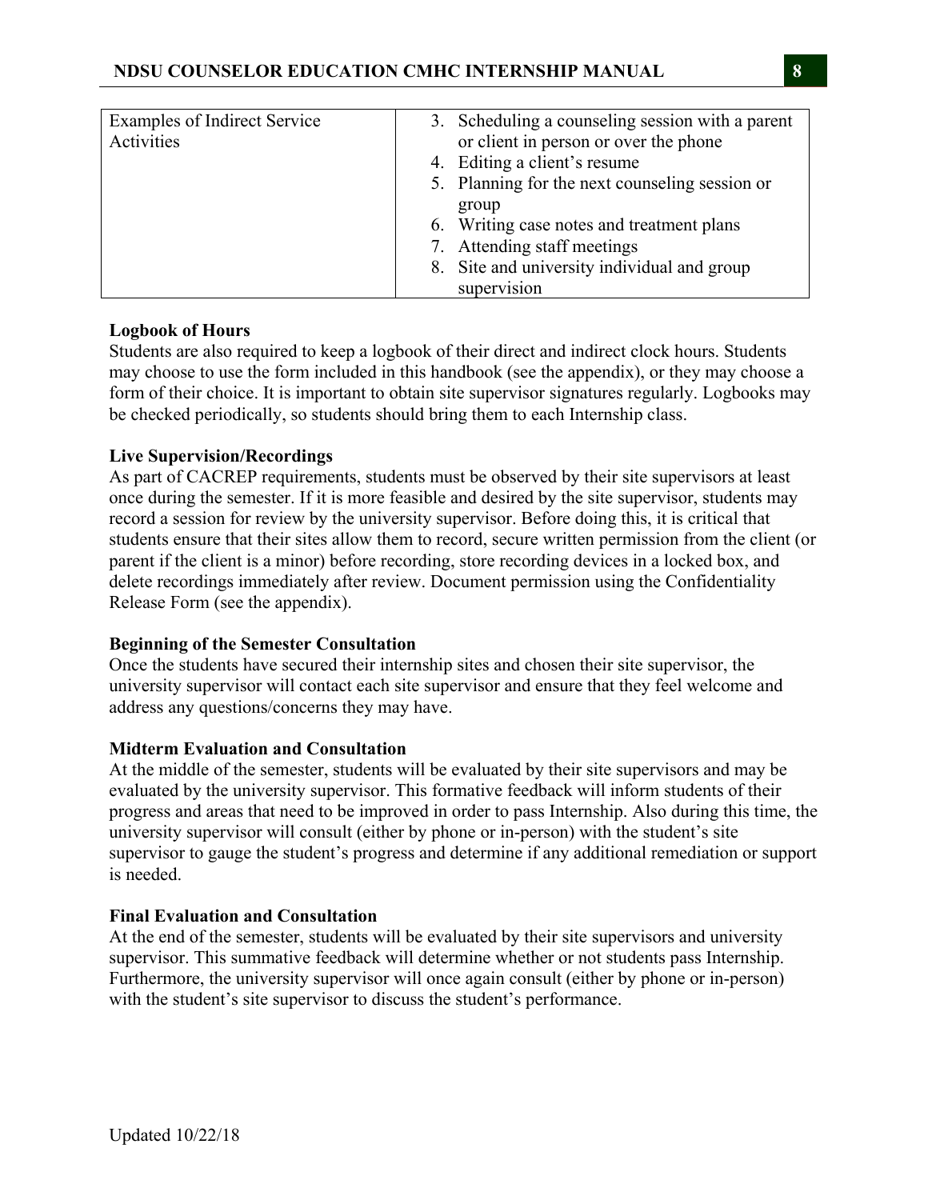| Examples of Indirect Service Activities | 3. Scheduling a counseling session with a parent or client in person or over the phone<br>4. Editing a client's resume<br>5. Planning for the next counseling session or group<br>6. Writing case notes and treatment plans<br>7. Attending staff meetings<br>8. Site and university individual and group supervision |
|---|---|

**Logbook of Hours**

Students are also required to keep a logbook of their direct and indirect clock hours. Students may choose to use the form included in this handbook (see the appendix), or they may choose a form of their choice. It is important to obtain site supervisor signatures regularly. Logbooks may be checked periodically, so students should bring them to each Internship class.

**Live Supervision/Recordings**

As part of CACREP requirements, students must be observed by their site supervisors at least once during the semester. If it is more feasible and desired by the site supervisor, students may record a session for review by the university supervisor. Before doing this, it is critical that students ensure that their sites allow them to record, secure written permission from the client (or parent if the client is a minor) before recording, store recording devices in a locked box, and delete recordings immediately after review. Document permission using the Confidentiality Release Form (see the appendix).

**Beginning of the Semester Consultation**

Once the students have secured their internship sites and chosen their site supervisor, the university supervisor will contact each site supervisor and ensure that they feel welcome and address any questions/concerns they may have.

**Midterm Evaluation and Consultation**

At the middle of the semester, students will be evaluated by their site supervisors and may be evaluated by the university supervisor. This formative feedback will inform students of their progress and areas that need to be improved in order to pass Internship. Also during this time, the university supervisor will consult (either by phone or in-person) with the student's site supervisor to gauge the student's progress and determine if any additional remediation or support is needed.

**Final Evaluation and Consultation**

At the end of the semester, students will be evaluated by their site supervisors and university supervisor. This summative feedback will determine whether or not students pass Internship. Furthermore, the university supervisor will once again consult (either by phone or in-person) with the student's site supervisor to discuss the student's performance.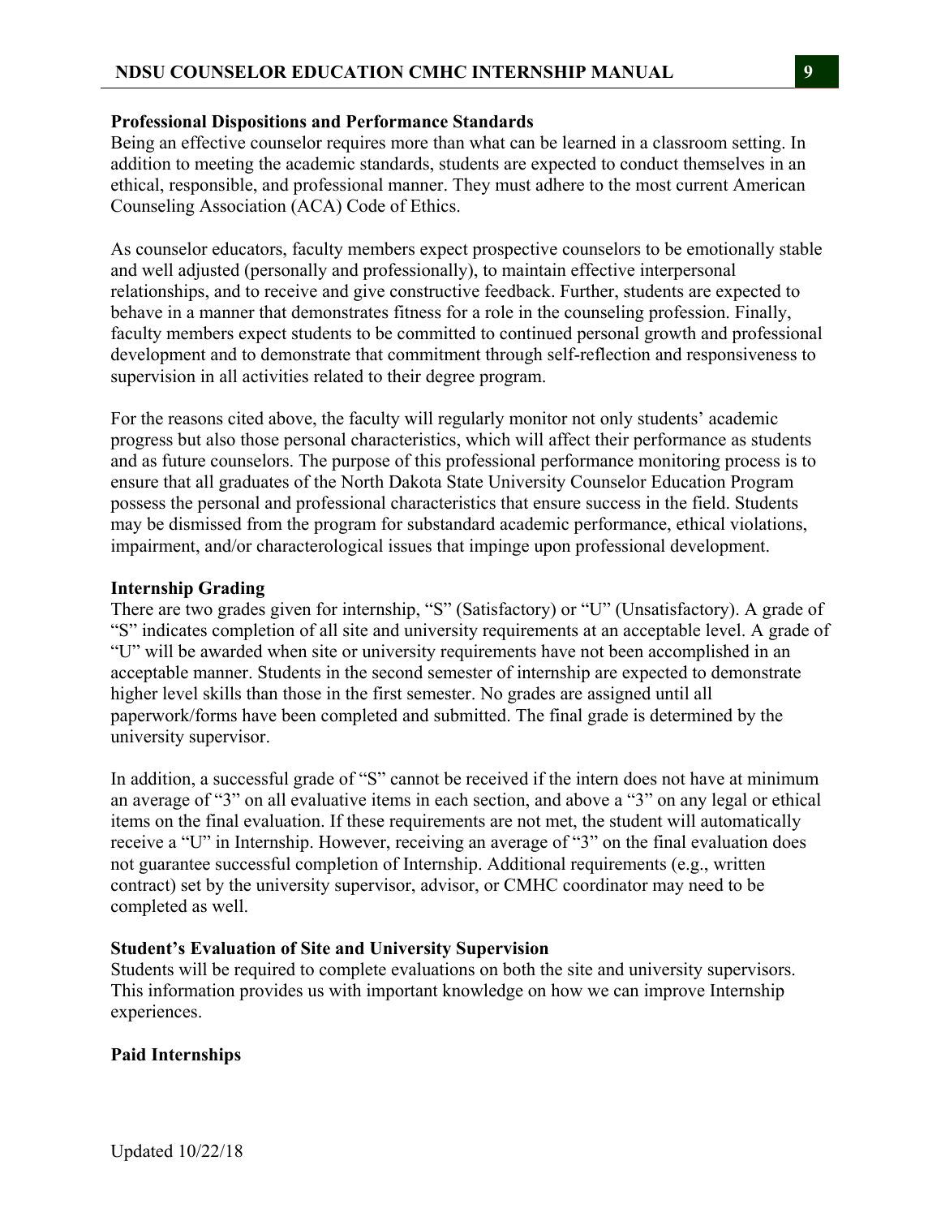**Professional Dispositions and Performance Standards**

Being an effective counselor requires more than what can be learned in a classroom setting. In addition to meeting the academic standards, students are expected to conduct themselves in an ethical, responsible, and professional manner. They must adhere to the most current American Counseling Association (ACA) Code of Ethics.

As counselor educators, faculty members expect prospective counselors to be emotionally stable and well adjusted (personally and professionally), to maintain effective interpersonal relationships, and to receive and give constructive feedback. Further, students are expected to behave in a manner that demonstrates fitness for a role in the counseling profession. Finally, faculty members expect students to be committed to continued personal growth and professional development and to demonstrate that commitment through self-reflection and responsiveness to supervision in all activities related to their degree program.

For the reasons cited above, the faculty will regularly monitor not only students' academic progress but also those personal characteristics, which will affect their performance as students and as future counselors. The purpose of this professional performance monitoring process is to ensure that all graduates of the North Dakota State University Counselor Education Program possess the personal and professional characteristics that ensure success in the field. Students may be dismissed from the program for substandard academic performance, ethical violations, impairment, and/or characterological issues that impinge upon professional development.

**Internship Grading**

There are two grades given for internship, "S" (Satisfactory) or "U" (Unsatisfactory). A grade of "S" indicates completion of all site and university requirements at an acceptable level. A grade of "U" will be awarded when site or university requirements have not been accomplished in an acceptable manner. Students in the second semester of internship are expected to demonstrate higher level skills than those in the first semester. No grades are assigned until all paperwork/forms have been completed and submitted. The final grade is determined by the university supervisor.

In addition, a successful grade of "S" cannot be received if the intern does not have at minimum an average of "3" on all evaluative items in each section, and above a "3" on any legal or ethical items on the final evaluation. If these requirements are not met, the student will automatically receive a "U" in Internship. However, receiving an average of "3" on the final evaluation does not guarantee successful completion of Internship. Additional requirements (e.g., written contract) set by the university supervisor, advisor, or CMHC coordinator may need to be completed as well.

**Student's Evaluation of Site and University Supervision**

Students will be required to complete evaluations on both the site and university supervisors. This information provides us with important knowledge on how we can improve Internship experiences.

**Paid Internships**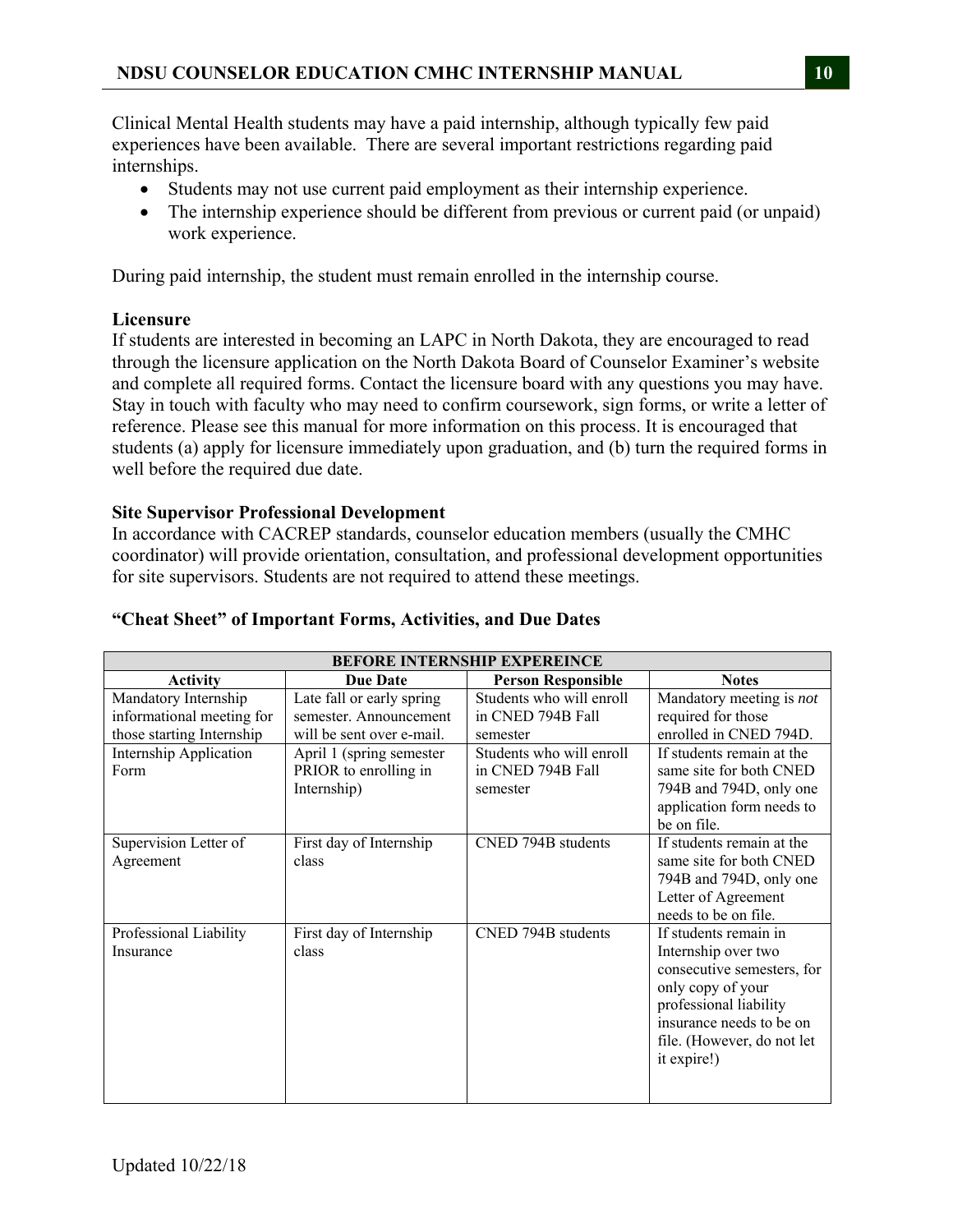Clinical Mental Health students may have a paid internship, although typically few paid experiences have been available. There are several important restrictions regarding paid internships.

- Students may not use current paid employment as their internship experience.
- The internship experience should be different from previous or current paid (or unpaid) work experience.

During paid internship, the student must remain enrolled in the internship course.

**Licensure**

If students are interested in becoming an LAPC in North Dakota, they are encouraged to read through the licensure application on the North Dakota Board of Counselor Examiner's website and complete all required forms. Contact the licensure board with any questions you may have. Stay in touch with faculty who may need to confirm coursework, sign forms, or write a letter of reference. Please see this manual for more information on this process. It is encouraged that students (a) apply for licensure immediately upon graduation, and (b) turn the required forms in well before the required due date.

**Site Supervisor Professional Development**

In accordance with CACREP standards, counselor education members (usually the CMHC coordinator) will provide orientation, consultation, and professional development opportunities for site supervisors. Students are not required to attend these meetings.

**"Cheat Sheet" of Important Forms, Activities, and Due Dates**

| **BEFORE INTERNSHIP EXPEREINCE** | | | |
|---|---|---|---|
| **Activity** | **Due Date** | **Person Responsible** | **Notes** |
| Mandatory Internship informational meeting for those starting Internship | Late fall or early spring semester. Announcement will be sent over e-mail. | Students who will enroll in CNED 794B Fall semester | Mandatory meeting is *not* required for those enrolled in CNED 794D. |
| Internship Application Form | April 1 (spring semester PRIOR to enrolling in Internship) | Students who will enroll in CNED 794B Fall semester | If students remain at the same site for both CNED 794B and 794D, only one application form needs to be on file. |
| Supervision Letter of Agreement | First day of Internship class | CNED 794B students | If students remain at the same site for both CNED 794B and 794D, only one Letter of Agreement needs to be on file. |
| Professional Liability Insurance | First day of Internship class | CNED 794B students | If students remain in Internship over two consecutive semesters, for only copy of your professional liability insurance needs to be on file. (However, do not let it expire!) |

Updated 10/22/18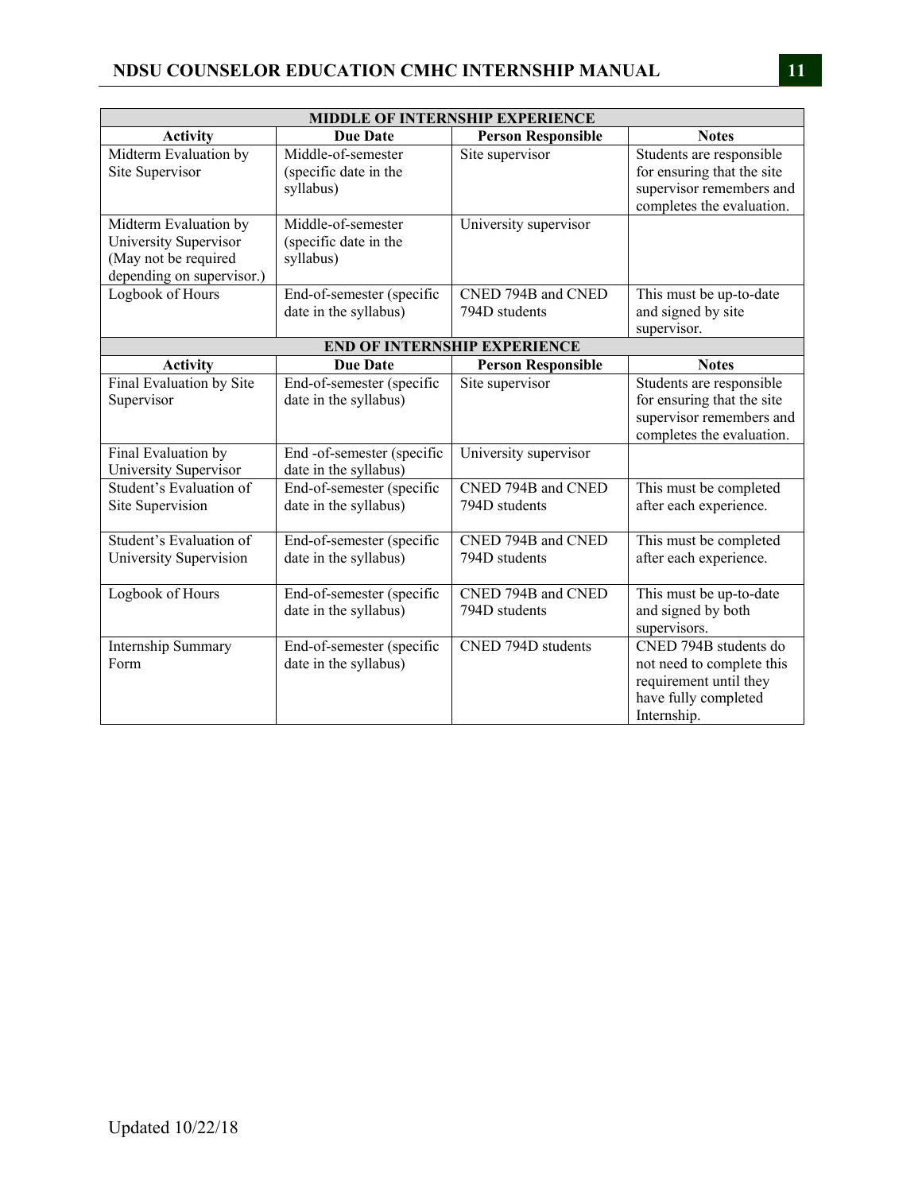| MIDDLE OF INTERNSHIP EXPERIENCE | | | |
|---|---|---|---|
| **Activity** | **Due Date** | **Person Responsible** | **Notes** |
| Midterm Evaluation by Site Supervisor | Middle-of-semester (specific date in the syllabus) | Site supervisor | Students are responsible for ensuring that the site supervisor remembers and completes the evaluation. |
| Midterm Evaluation by University Supervisor (May not be required depending on supervisor.) | Middle-of-semester (specific date in the syllabus) | University supervisor | |
| Logbook of Hours | End-of-semester (specific date in the syllabus) | CNED 794B and CNED 794D students | This must be up-to-date and signed by site supervisor. |
| **END OF INTERNSHIP EXPERIENCE** | | | |
| **Activity** | **Due Date** | **Person Responsible** | **Notes** |
| Final Evaluation by Site Supervisor | End-of-semester (specific date in the syllabus) | Site supervisor | Students are responsible for ensuring that the site supervisor remembers and completes the evaluation. |
| Final Evaluation by University Supervisor | End -of-semester (specific date in the syllabus) | University supervisor | |
| Student's Evaluation of Site Supervision | End-of-semester (specific date in the syllabus) | CNED 794B and CNED 794D students | This must be completed after each experience. |
| Student's Evaluation of University Supervision | End-of-semester (specific date in the syllabus) | CNED 794B and CNED 794D students | This must be completed after each experience. |
| Logbook of Hours | End-of-semester (specific date in the syllabus) | CNED 794B and CNED 794D students | This must be up-to-date and signed by both supervisors. |
| Internship Summary Form | End-of-semester (specific date in the syllabus) | CNED 794D students | CNED 794B students do not need to complete this requirement until they have fully completed Internship. |

Updated 10/22/18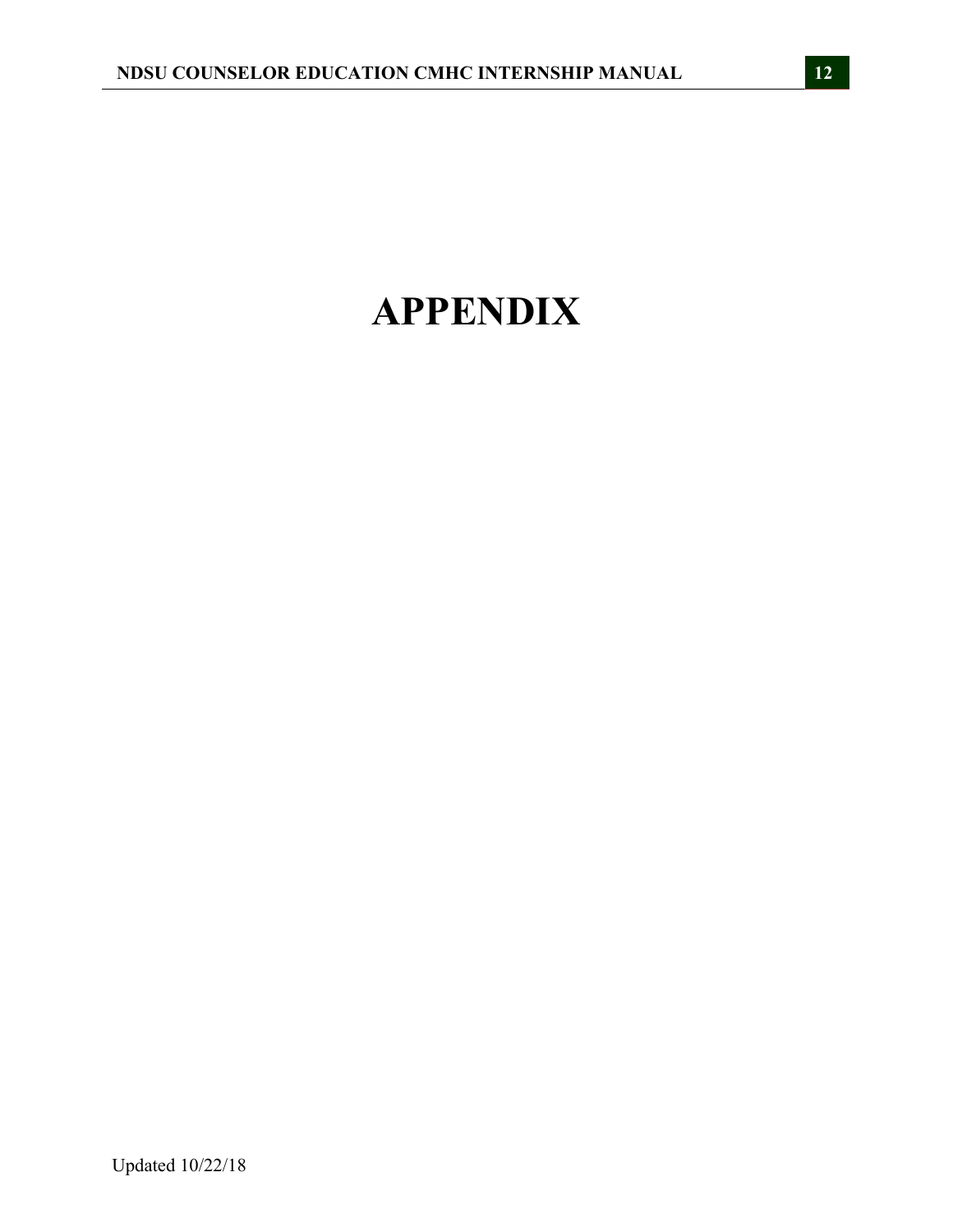# APPENDIX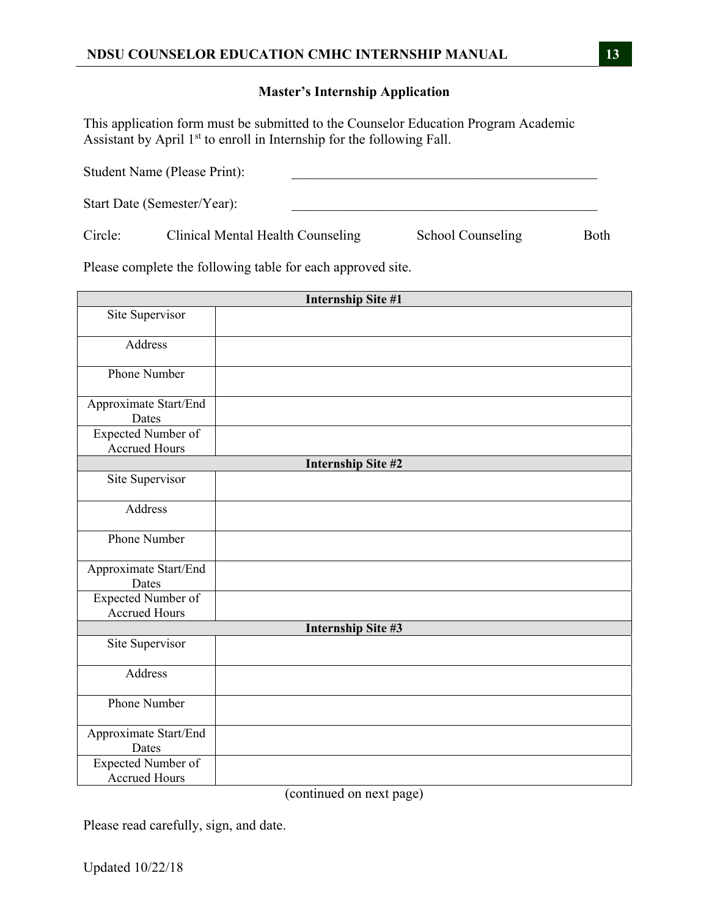## Master's Internship Application

This application form must be submitted to the Counselor Education Program Academic Assistant by April 1st to enroll in Internship for the following Fall.

Student Name (Please Print): \_\_\_\_\_\_\_\_\_\_\_\_\_\_\_\_\_\_\_\_\_\_\_\_\_\_\_\_\_\_\_\_\_\_\_\_\_\_\_\_\_\_\_\_

Start Date (Semester/Year): \_\_\_\_\_\_\_\_\_\_\_\_\_\_\_\_\_\_\_\_\_\_\_\_\_\_\_\_\_\_\_\_\_\_\_\_\_\_\_\_\_\_\_\_

Circle: Clinical Mental Health Counseling School Counseling Both

Please complete the following table for each approved site.

| **Internship Site #1** | |
|---|---|
| Site Supervisor | |
| Address | |
| Phone Number | |
| Approximate Start/End Dates | |
| Expected Number of Accrued Hours | |
| **Internship Site #2** | |
| Site Supervisor | |
| Address | |
| Phone Number | |
| Approximate Start/End Dates | |
| Expected Number of Accrued Hours | |
| **Internship Site #3** | |
| Site Supervisor | |
| Address | |
| Phone Number | |
| Approximate Start/End Dates | |
| Expected Number of Accrued Hours | |

(continued on next page)

Please read carefully, sign, and date.

Updated 10/22/18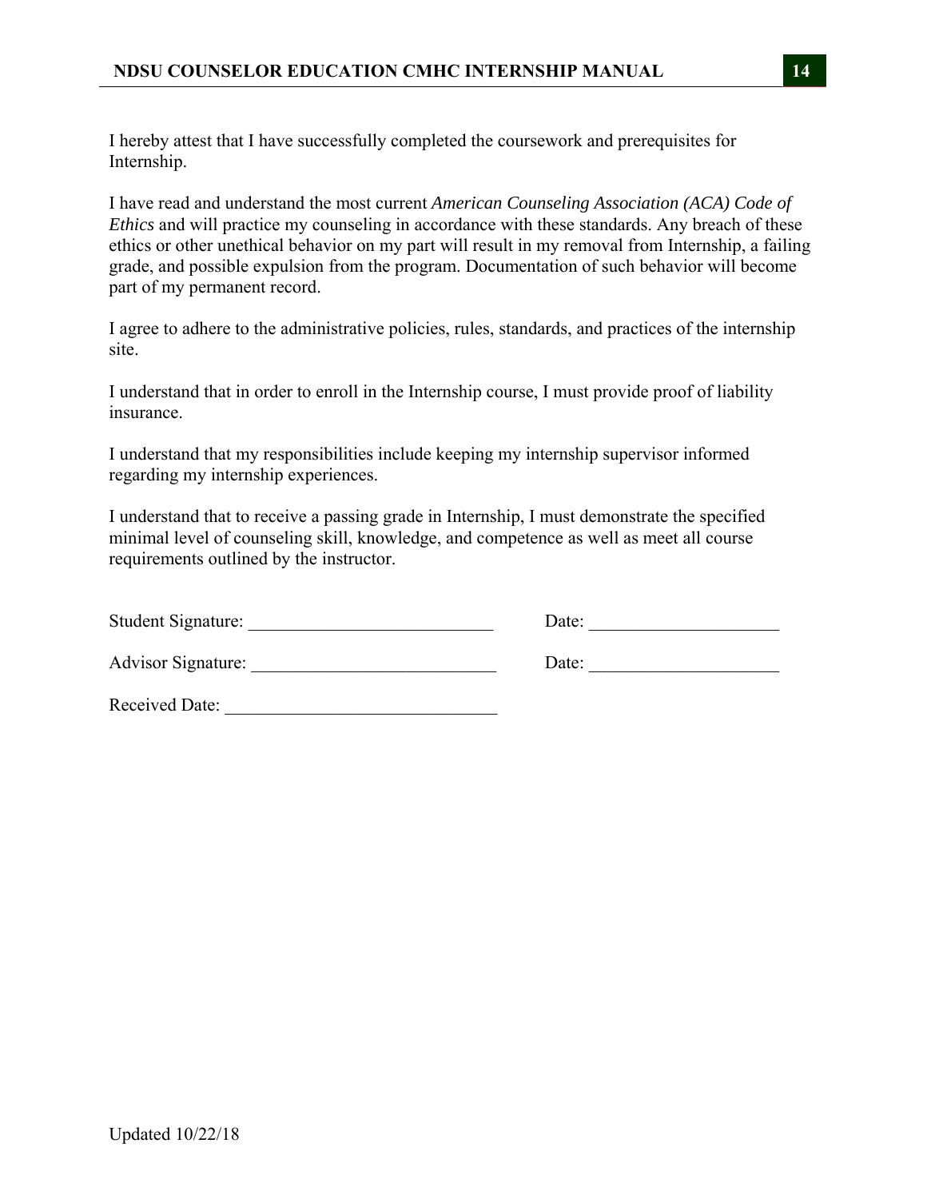I hereby attest that I have successfully completed the coursework and prerequisites for Internship.

I have read and understand the most current *American Counseling Association (ACA) Code of Ethics* and will practice my counseling in accordance with these standards. Any breach of these ethics or other unethical behavior on my part will result in my removal from Internship, a failing grade, and possible expulsion from the program. Documentation of such behavior will become part of my permanent record.

I agree to adhere to the administrative policies, rules, standards, and practices of the internship site.

I understand that in order to enroll in the Internship course, I must provide proof of liability insurance.

I understand that my responsibilities include keeping my internship supervisor informed regarding my internship experiences.

I understand that to receive a passing grade in Internship, I must demonstrate the specified minimal level of counseling skill, knowledge, and competence as well as meet all course requirements outlined by the instructor.

Student Signature: ___________________________ Date: _____________________

Advisor Signature: ___________________________ Date: _____________________

Received Date: ______________________________

Updated 10/22/18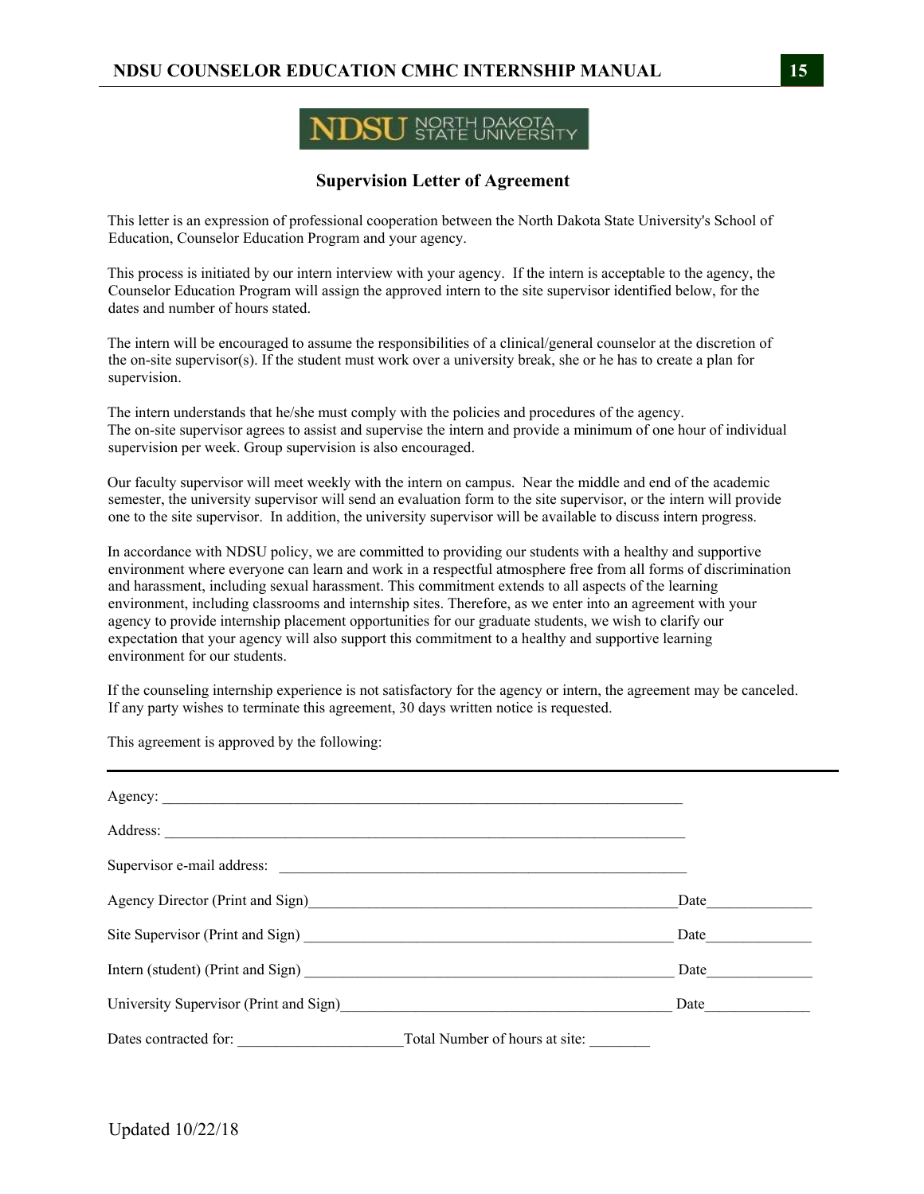## Supervision Letter of Agreement

This letter is an expression of professional cooperation between the North Dakota State University's School of Education, Counselor Education Program and your agency.

This process is initiated by our intern interview with your agency. If the intern is acceptable to the agency, the Counselor Education Program will assign the approved intern to the site supervisor identified below, for the dates and number of hours stated.

The intern will be encouraged to assume the responsibilities of a clinical/general counselor at the discretion of the on-site supervisor(s). If the student must work over a university break, she or he has to create a plan for supervision.

The intern understands that he/she must comply with the policies and procedures of the agency.
The on-site supervisor agrees to assist and supervise the intern and provide a minimum of one hour of individual supervision per week. Group supervision is also encouraged.

Our faculty supervisor will meet weekly with the intern on campus. Near the middle and end of the academic semester, the university supervisor will send an evaluation form to the site supervisor, or the intern will provide one to the site supervisor. In addition, the university supervisor will be available to discuss intern progress.

In accordance with NDSU policy, we are committed to providing our students with a healthy and supportive environment where everyone can learn and work in a respectful atmosphere free from all forms of discrimination and harassment, including sexual harassment. This commitment extends to all aspects of the learning environment, including classrooms and internship sites. Therefore, as we enter into an agreement with your agency to provide internship placement opportunities for our graduate students, we wish to clarify our expectation that your agency will also support this commitment to a healthy and supportive learning environment for our students.

If the counseling internship experience is not satisfactory for the agency or intern, the agreement may be canceled. If any party wishes to terminate this agreement, 30 days written notice is requested.

This agreement is approved by the following:

---

Agency: ___________________________________________________________________

Address: ___________________________________________________________________

Supervisor e-mail address: ______________________________________________________

Agency Director (Print and Sign)_______________________________________________Date______________

Site Supervisor (Print and Sign) _______________________________________________ Date______________

Intern (student) (Print and Sign) _______________________________________________ Date______________

University Supervisor (Print and Sign)___________________________________________ Date______________

Dates contracted for: ______________________Total Number of hours at site: ________

Updated 10/22/18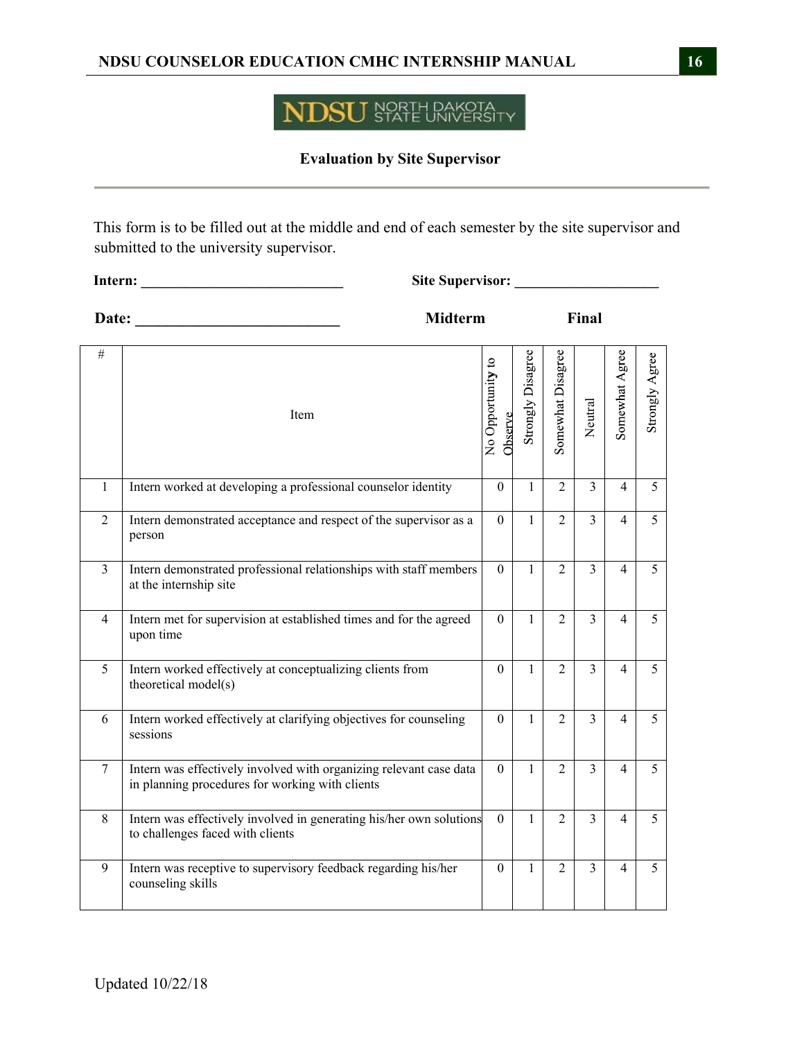NDSU NORTH DAKOTA STATE UNIVERSITY

## Evaluation by Site Supervisor

---

This form is to be filled out at the middle and end of each semester by the site supervisor and submitted to the university supervisor.

**Intern:** ___________________________ **Site Supervisor:** ___________________

**Date:** ___________________________ **Midterm** **Final**

| # | Item | No Opportunity to Observe | Strongly Disagree | Somewhat Disagree | Neutral | Somewhat Agree | Strongly Agree |
|---|---|---|---|---|---|---|---|
| 1 | Intern worked at developing a professional counselor identity | 0 | 1 | 2 | 3 | 4 | 5 |
| 2 | Intern demonstrated acceptance and respect of the supervisor as a person | 0 | 1 | 2 | 3 | 4 | 5 |
| 3 | Intern demonstrated professional relationships with staff members at the internship site | 0 | 1 | 2 | 3 | 4 | 5 |
| 4 | Intern met for supervision at established times and for the agreed upon time | 0 | 1 | 2 | 3 | 4 | 5 |
| 5 | Intern worked effectively at conceptualizing clients from theoretical model(s) | 0 | 1 | 2 | 3 | 4 | 5 |
| 6 | Intern worked effectively at clarifying objectives for counseling sessions | 0 | 1 | 2 | 3 | 4 | 5 |
| 7 | Intern was effectively involved with organizing relevant case data in planning procedures for working with clients | 0 | 1 | 2 | 3 | 4 | 5 |
| 8 | Intern was effectively involved in generating his/her own solutions to challenges faced with clients | 0 | 1 | 2 | 3 | 4 | 5 |
| 9 | Intern was receptive to supervisory feedback regarding his/her counseling skills | 0 | 1 | 2 | 3 | 4 | 5 |

Updated 10/22/18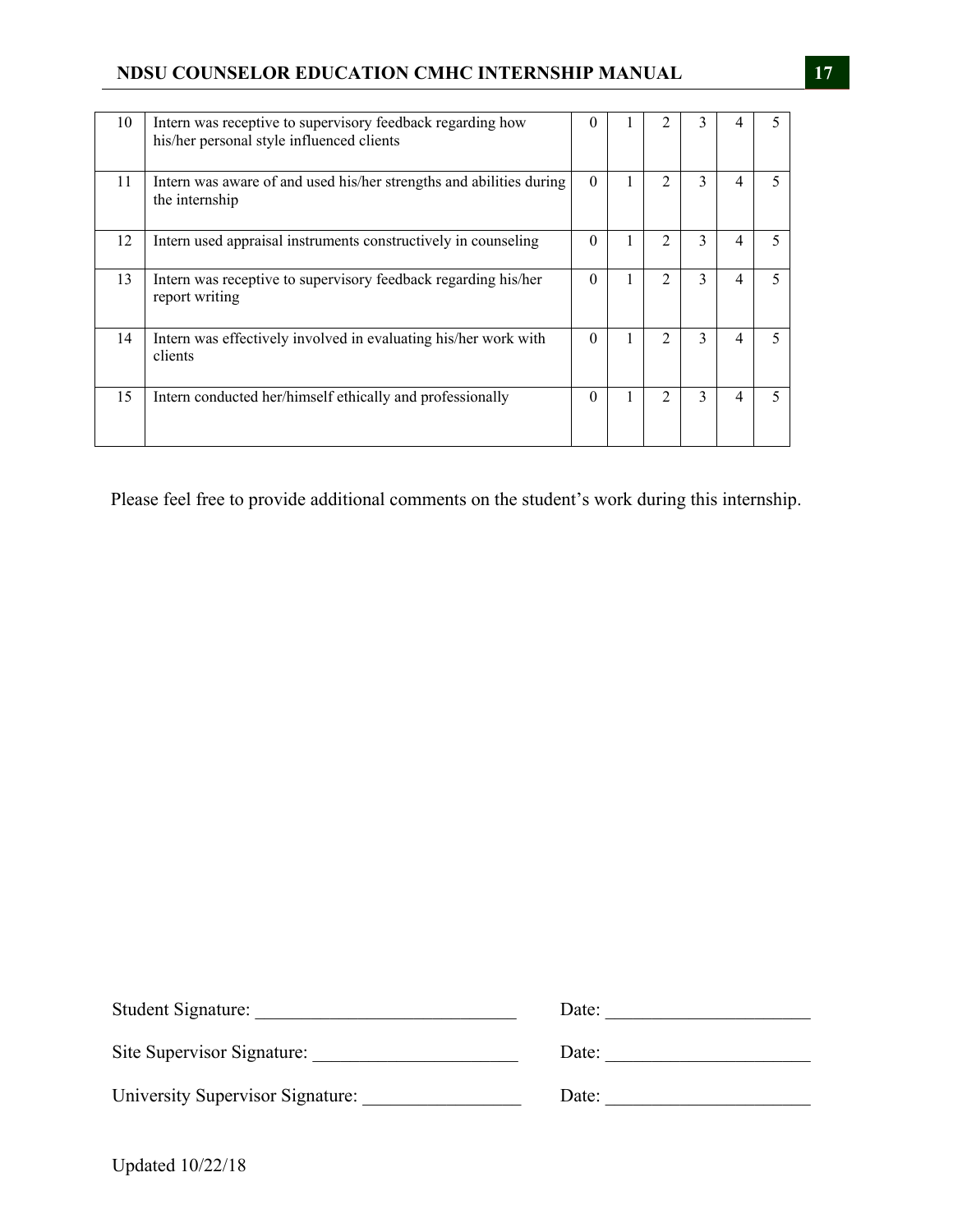| | | | | | | | |
|---|---|---|---|---|---|---|---|
| 10 | Intern was receptive to supervisory feedback regarding how his/her personal style influenced clients | 0 | 1 | 2 | 3 | 4 | 5 |
| 11 | Intern was aware of and used his/her strengths and abilities during the internship | 0 | 1 | 2 | 3 | 4 | 5 |
| 12 | Intern used appraisal instruments constructively in counseling | 0 | 1 | 2 | 3 | 4 | 5 |
| 13 | Intern was receptive to supervisory feedback regarding his/her report writing | 0 | 1 | 2 | 3 | 4 | 5 |
| 14 | Intern was effectively involved in evaluating his/her work with clients | 0 | 1 | 2 | 3 | 4 | 5 |
| 15 | Intern conducted her/himself ethically and professionally | 0 | 1 | 2 | 3 | 4 | 5 |

Please feel free to provide additional comments on the student's work during this internship.

Student Signature: ____________________________ Date: _____________________

Site Supervisor Signature: _____________________ Date: _____________________

University Supervisor Signature: ________________ Date: _____________________

Updated 10/22/18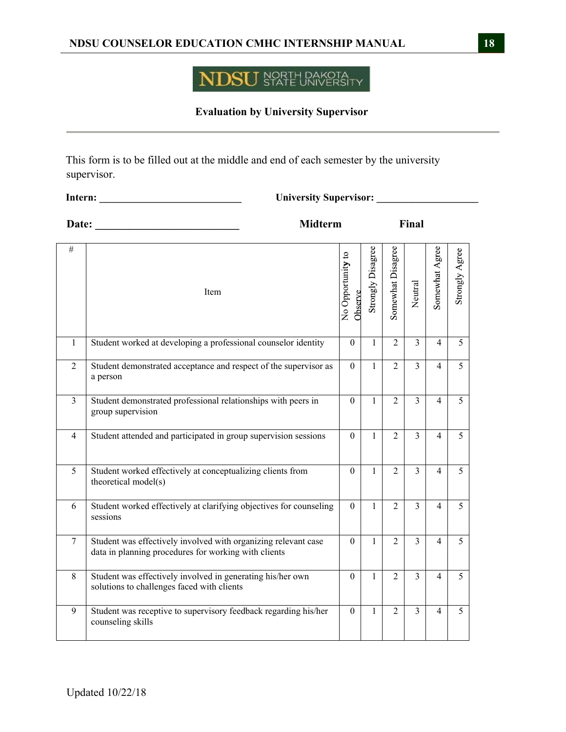## Evaluation by University Supervisor

This form is to be filled out at the middle and end of each semester by the university supervisor.

**Intern:** ___________________________ **University Supervisor:** ___________________

**Date:** ___________________________ **Midterm** **Final**

| # | Item | No Opportunity to Observe | Strongly Disagree | Somewhat Disagree | Neutral | Somewhat Agree | Strongly Agree |
|---|---|---|---|---|---|---|---|
| 1 | Student worked at developing a professional counselor identity | 0 | 1 | 2 | 3 | 4 | 5 |
| 2 | Student demonstrated acceptance and respect of the supervisor as a person | 0 | 1 | 2 | 3 | 4 | 5 |
| 3 | Student demonstrated professional relationships with peers in group supervision | 0 | 1 | 2 | 3 | 4 | 5 |
| 4 | Student attended and participated in group supervision sessions | 0 | 1 | 2 | 3 | 4 | 5 |
| 5 | Student worked effectively at conceptualizing clients from theoretical model(s) | 0 | 1 | 2 | 3 | 4 | 5 |
| 6 | Student worked effectively at clarifying objectives for counseling sessions | 0 | 1 | 2 | 3 | 4 | 5 |
| 7 | Student was effectively involved with organizing relevant case data in planning procedures for working with clients | 0 | 1 | 2 | 3 | 4 | 5 |
| 8 | Student was effectively involved in generating his/her own solutions to challenges faced with clients | 0 | 1 | 2 | 3 | 4 | 5 |
| 9 | Student was receptive to supervisory feedback regarding his/her counseling skills | 0 | 1 | 2 | 3 | 4 | 5 |

Updated 10/22/18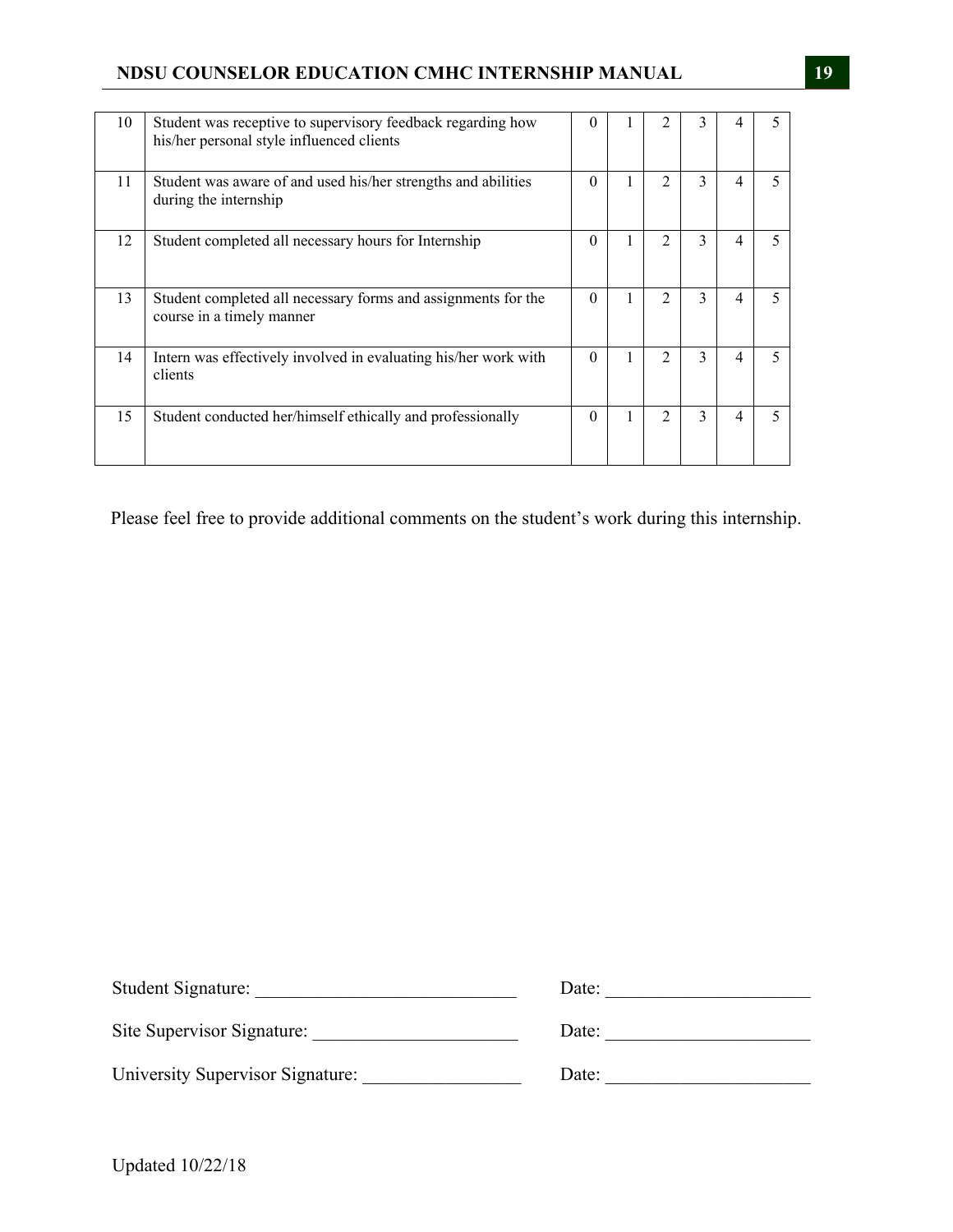| | | | | | | | |
|---|---|---|---|---|---|---|---|
| 10 | Student was receptive to supervisory feedback regarding how his/her personal style influenced clients | 0 | 1 | 2 | 3 | 4 | 5 |
| 11 | Student was aware of and used his/her strengths and abilities during the internship | 0 | 1 | 2 | 3 | 4 | 5 |
| 12 | Student completed all necessary hours for Internship | 0 | 1 | 2 | 3 | 4 | 5 |
| 13 | Student completed all necessary forms and assignments for the course in a timely manner | 0 | 1 | 2 | 3 | 4 | 5 |
| 14 | Intern was effectively involved in evaluating his/her work with clients | 0 | 1 | 2 | 3 | 4 | 5 |
| 15 | Student conducted her/himself ethically and professionally | 0 | 1 | 2 | 3 | 4 | 5 |

Please feel free to provide additional comments on the student's work during this internship.

Student Signature: ___________________________ Date: _____________________

Site Supervisor Signature: _____________________ Date: _____________________

University Supervisor Signature: ________________ Date: _____________________

Updated 10/22/18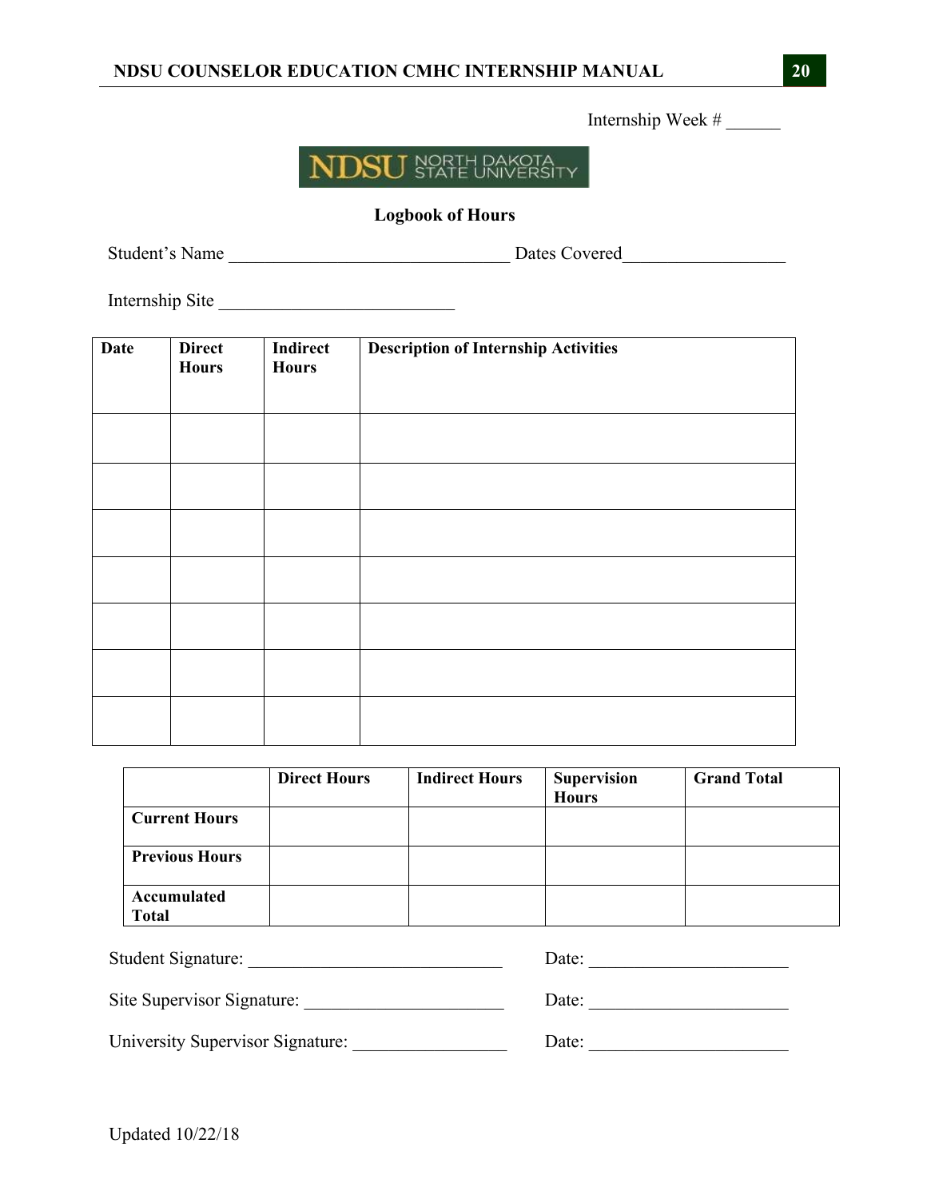Internship Week # ______

NDSU NORTH DAKOTA STATE UNIVERSITY

## Logbook of Hours

Student's Name ________________________________ Dates Covered__________________

Internship Site ___________________________

| Date | Direct Hours | Indirect Hours | Description of Internship Activities |
|---|---|---|---|
| | | | |
| | | | |
| | | | |
| | | | |
| | | | |
| | | | |
| | | | |

| | Direct Hours | Indirect Hours | Supervision Hours | Grand Total |
|---|---|---|---|---|
| **Current Hours** | | | | |
| **Previous Hours** | | | | |
| **Accumulated Total** | | | | |

Student Signature: _____________________________ Date: ______________________

Site Supervisor Signature: ______________________ Date: ______________________

University Supervisor Signature: _________________ Date: ______________________

Updated 10/22/18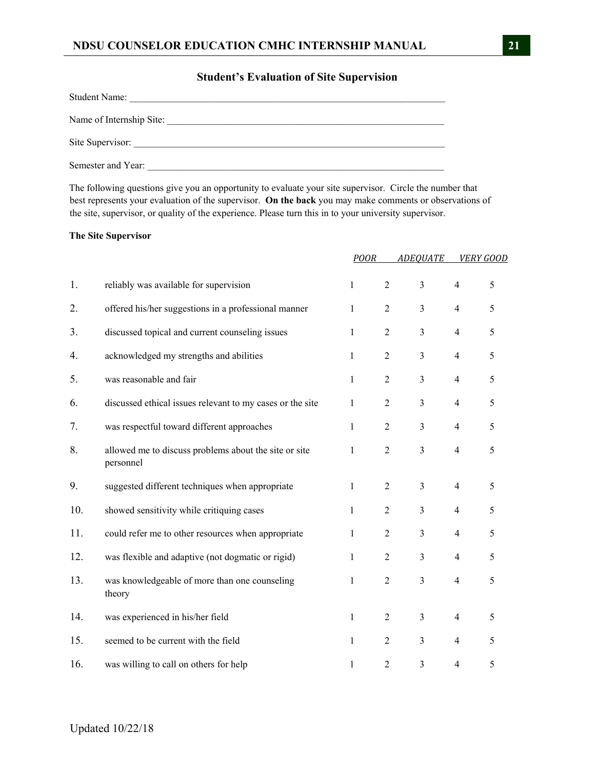## Student's Evaluation of Site Supervision

Student Name: ___________________________________________________________________

Name of Internship Site: ___________________________________________________________

Site Supervisor: _________________________________________________________________

Semester and Year: _______________________________________________________________

The following questions give you an opportunity to evaluate your site supervisor. Circle the number that best represents your evaluation of the supervisor. **On the back** you may make comments or observations of the site, supervisor, or quality of the experience. Please turn this in to your university supervisor.

**The Site Supervisor**

| | | *POOR* | | *ADEQUATE* | | *VERY GOOD* |
|---|---|---|---|---|---|---|
| 1. | reliably was available for supervision | 1 | 2 | 3 | 4 | 5 |
| 2. | offered his/her suggestions in a professional manner | 1 | 2 | 3 | 4 | 5 |
| 3. | discussed topical and current counseling issues | 1 | 2 | 3 | 4 | 5 |
| 4. | acknowledged my strengths and abilities | 1 | 2 | 3 | 4 | 5 |
| 5. | was reasonable and fair | 1 | 2 | 3 | 4 | 5 |
| 6. | discussed ethical issues relevant to my cases or the site | 1 | 2 | 3 | 4 | 5 |
| 7. | was respectful toward different approaches | 1 | 2 | 3 | 4 | 5 |
| 8. | allowed me to discuss problems about the site or site personnel | 1 | 2 | 3 | 4 | 5 |
| 9. | suggested different techniques when appropriate | 1 | 2 | 3 | 4 | 5 |
| 10. | showed sensitivity while critiquing cases | 1 | 2 | 3 | 4 | 5 |
| 11. | could refer me to other resources when appropriate | 1 | 2 | 3 | 4 | 5 |
| 12. | was flexible and adaptive (not dogmatic or rigid) | 1 | 2 | 3 | 4 | 5 |
| 13. | was knowledgeable of more than one counseling theory | 1 | 2 | 3 | 4 | 5 |
| 14. | was experienced in his/her field | 1 | 2 | 3 | 4 | 5 |
| 15. | seemed to be current with the field | 1 | 2 | 3 | 4 | 5 |
| 16. | was willing to call on others for help | 1 | 2 | 3 | 4 | 5 |

Updated 10/22/18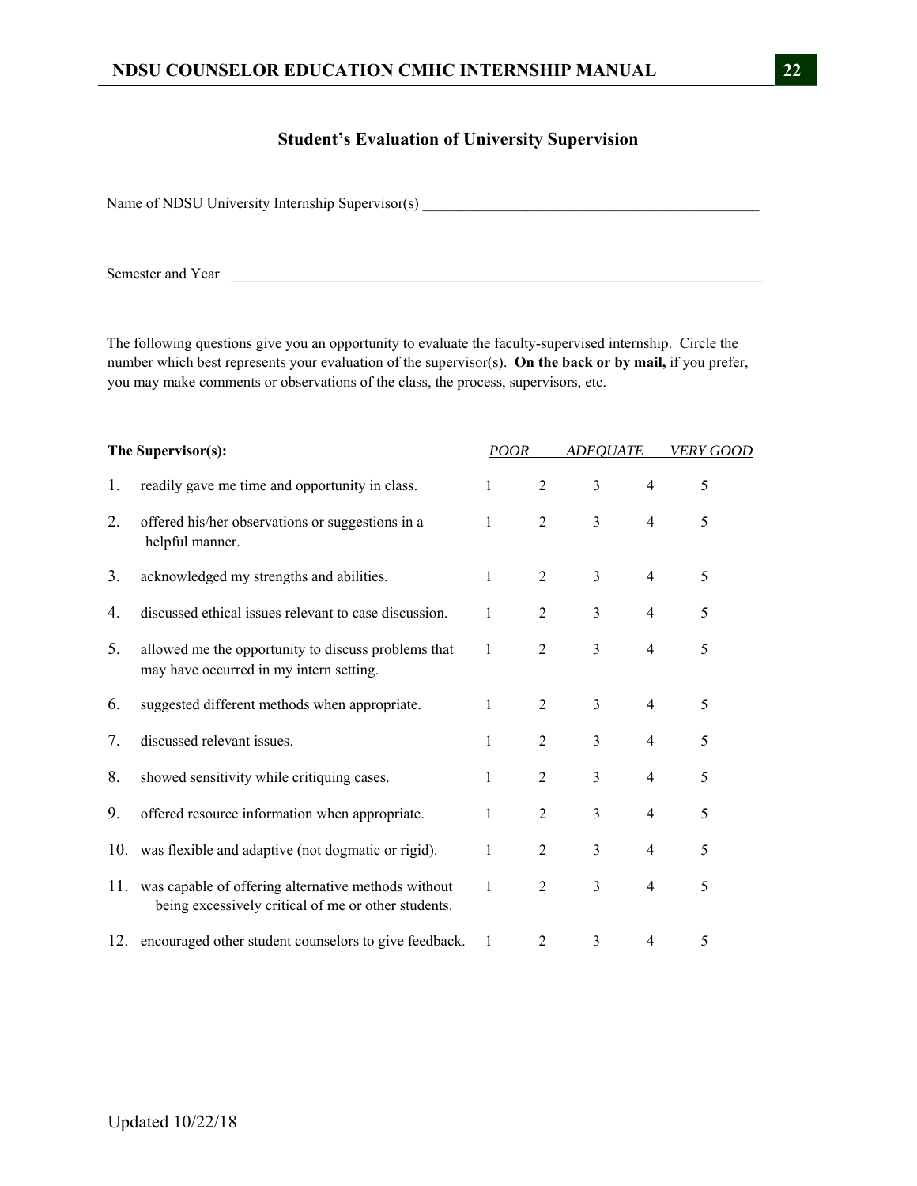## Student's Evaluation of University Supervision

Name of NDSU University Internship Supervisor(s) ______________________________________________

Semester and Year ______________________________________________________________________

The following questions give you an opportunity to evaluate the faculty-supervised internship. Circle the number which best represents your evaluation of the supervisor(s). **On the back or by mail,** if you prefer, you may make comments or observations of the class, the process, supervisors, etc.

| The Supervisor(s): | *POOR* | | *ADEQUATE* | | *VERY GOOD* |
|---|---|---|---|---|---|
| 1. readily gave me time and opportunity in class. | 1 | 2 | 3 | 4 | 5 |
| 2. offered his/her observations or suggestions in a helpful manner. | 1 | 2 | 3 | 4 | 5 |
| 3. acknowledged my strengths and abilities. | 1 | 2 | 3 | 4 | 5 |
| 4. discussed ethical issues relevant to case discussion. | 1 | 2 | 3 | 4 | 5 |
| 5. allowed me the opportunity to discuss problems that may have occurred in my intern setting. | 1 | 2 | 3 | 4 | 5 |
| 6. suggested different methods when appropriate. | 1 | 2 | 3 | 4 | 5 |
| 7. discussed relevant issues. | 1 | 2 | 3 | 4 | 5 |
| 8. showed sensitivity while critiquing cases. | 1 | 2 | 3 | 4 | 5 |
| 9. offered resource information when appropriate. | 1 | 2 | 3 | 4 | 5 |
| 10. was flexible and adaptive (not dogmatic or rigid). | 1 | 2 | 3 | 4 | 5 |
| 11. was capable of offering alternative methods without being excessively critical of me or other students. | 1 | 2 | 3 | 4 | 5 |
| 12. encouraged other student counselors to give feedback. | 1 | 2 | 3 | 4 | 5 |

Updated 10/22/18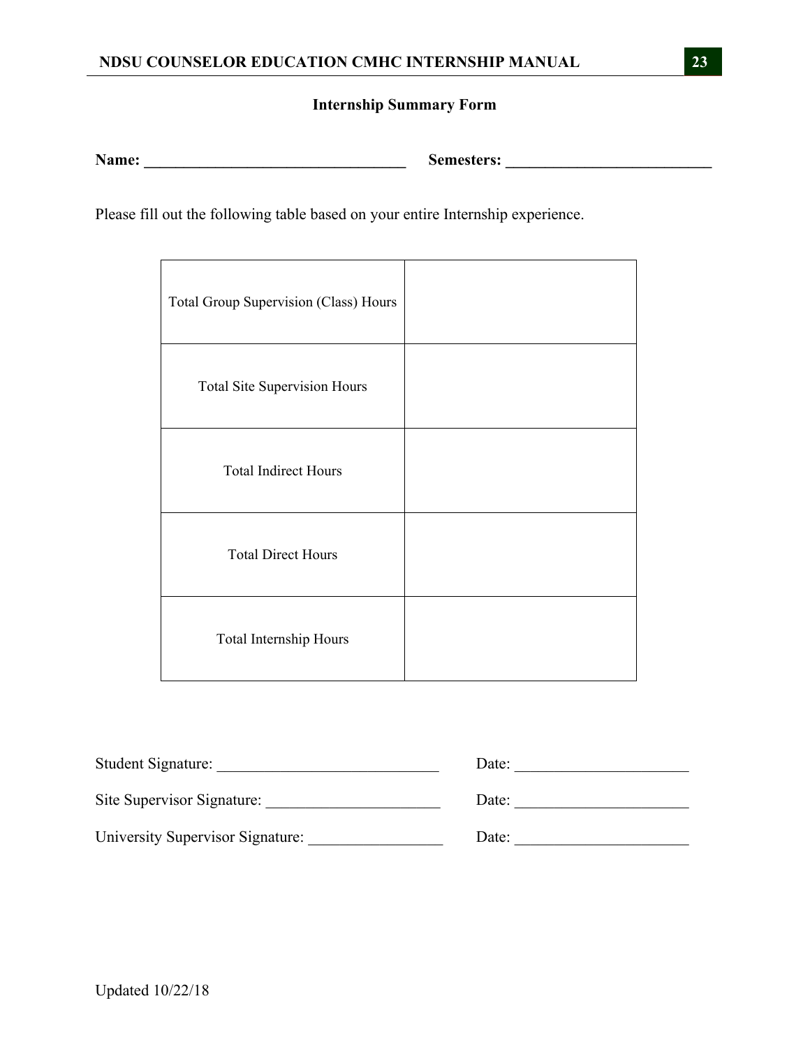## Internship Summary Form

**Name: _________________________________ Semesters: __________________________**

Please fill out the following table based on your entire Internship experience.

| | |
|---|---|
| Total Group Supervision (Class) Hours | |
| Total Site Supervision Hours | |
| Total Indirect Hours | |
| Total Direct Hours | |
| Total Internship Hours | |

Student Signature: ____________________________ Date: _____________________

Site Supervisor Signature: _____________________ Date: _____________________

University Supervisor Signature: ________________ Date: _____________________

Updated 10/22/18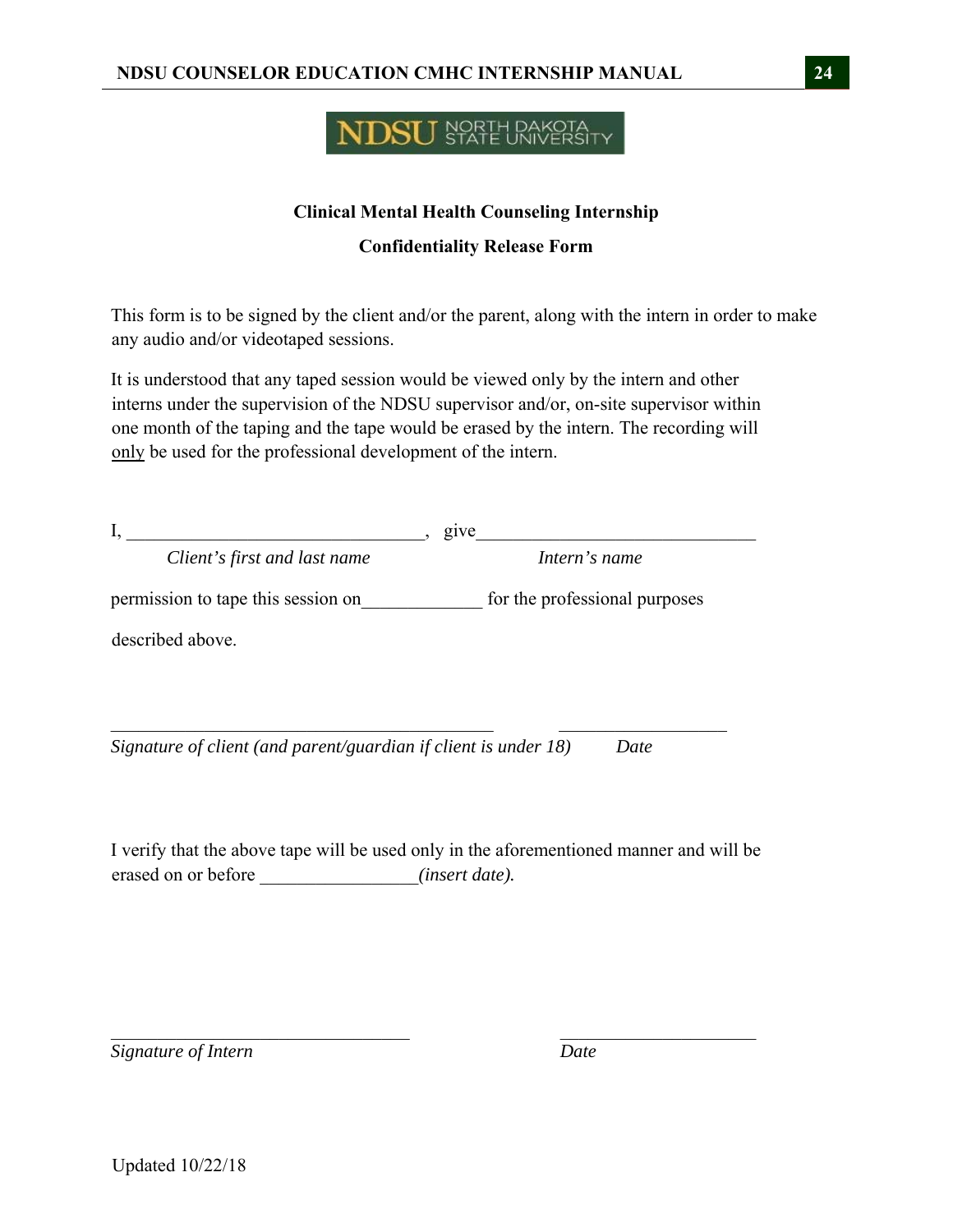NDSU NORTH DAKOTA STATE UNIVERSITY

## Clinical Mental Health Counseling Internship

## Confidentiality Release Form

This form is to be signed by the client and/or the parent, along with the intern in order to make any audio and/or videotaped sessions.

It is understood that any taped session would be viewed only by the intern and other interns under the supervision of the NDSU supervisor and/or, on-site supervisor within one month of the taping and the tape would be erased by the intern. The recording will only be used for the professional development of the intern.

I, ________________________________, give______________________________

*Client's first and last name* *Intern's name*

permission to tape this session on_____________ for the professional purposes described above.

__________________________________________ __________________

*Signature of client (and parent/guardian if client is under 18)* *Date*

I verify that the above tape will be used only in the aforementioned manner and will be erased on or before _________________*(insert date).*

_________________________________ _____________________

*Signature of Intern* *Date*

Updated 10/22/18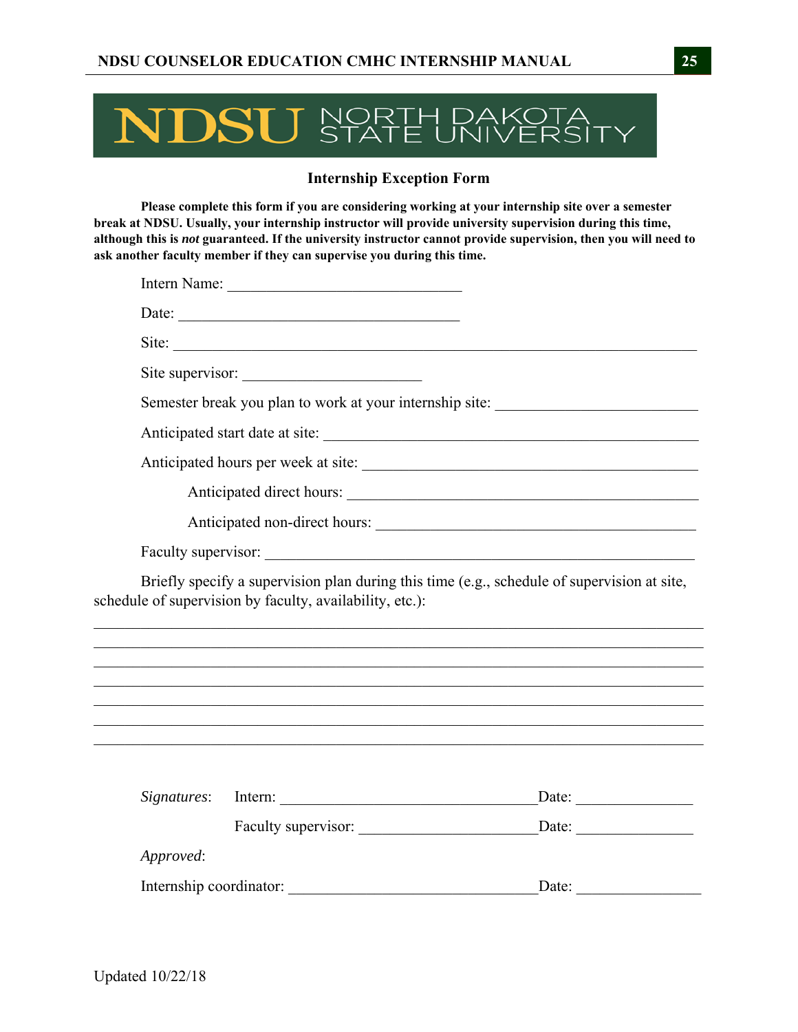NDSU NORTH DAKOTA STATE UNIVERSITY

## Internship Exception Form

**Please complete this form if you are considering working at your internship site over a semester break at NDSU. Usually, your internship instructor will provide university supervision during this time, although this is *not* guaranteed. If the university instructor cannot provide supervision, then you will need to ask another faculty member if they can supervise you during this time.**

Intern Name: ______________________________

Date: ____________________________________

Site: ____________________________________________________________________

Site supervisor: _______________________

Semester break you plan to work at your internship site: __________________________

Anticipated start date at site: ___________________________________________

Anticipated hours per week at site: ________________________________________

Anticipated direct hours: ____________________________________________

Anticipated non-direct hours: ________________________________________

Faculty supervisor: _________________________________________________________

Briefly specify a supervision plan during this time (e.g., schedule of supervision at site, schedule of supervision by faculty, availability, etc.):

_______________________________________________________________________________

_______________________________________________________________________________

_______________________________________________________________________________

_______________________________________________________________________________

_______________________________________________________________________________

_______________________________________________________________________________

_______________________________________________________________________________

*Signatures*: Intern: _________________________________ Date: _______________

Faculty supervisor: _______________________ Date: _______________

*Approved*:

Internship coordinator: ________________________________ Date: ________________

Updated 10/22/18